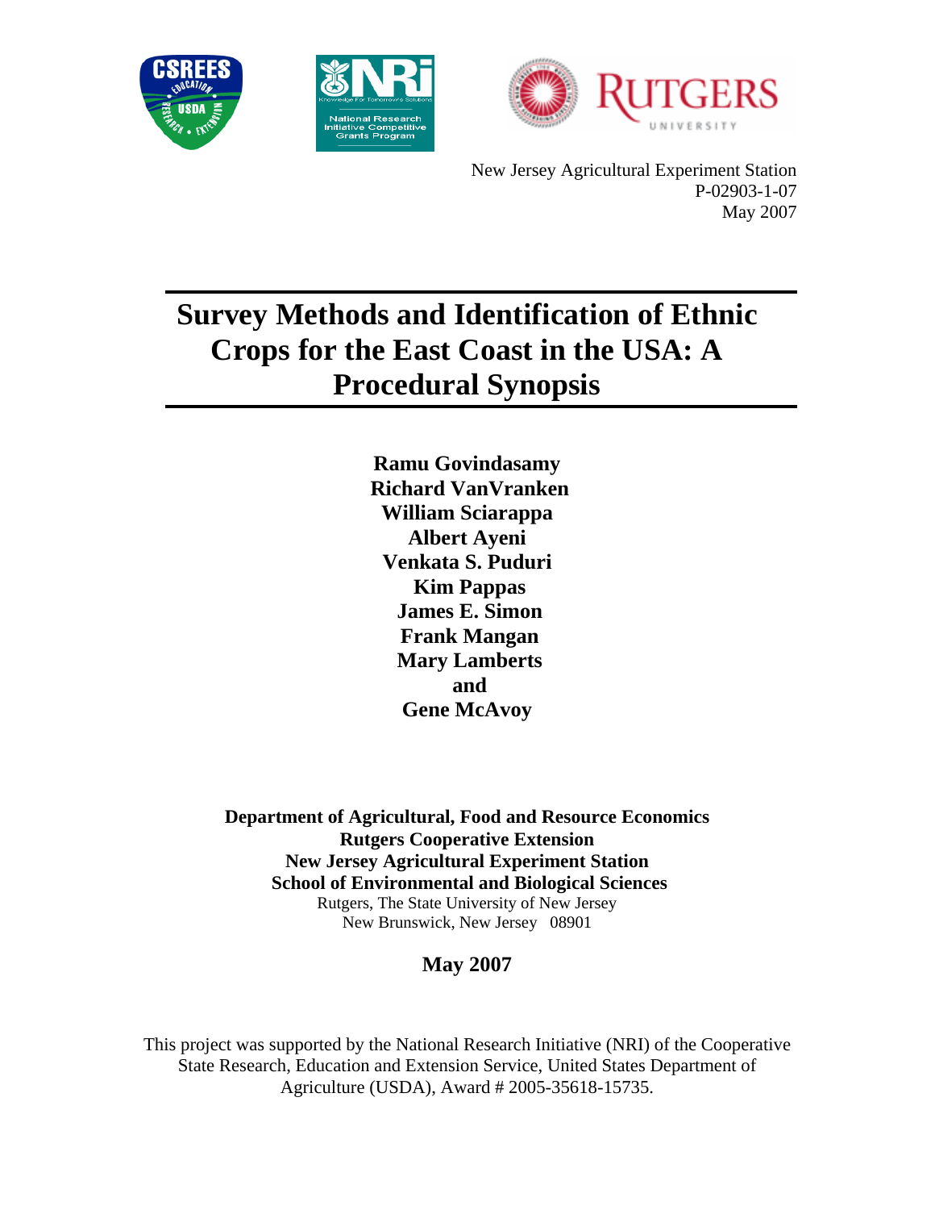New Jersey Agricultural Experiment Station
P-02903-1-07
May 2007

# Survey Methods and Identification of Ethnic Crops for the East Coast in the USA: A Procedural Synopsis

**Ramu Govindasamy**
**Richard VanVranken**
**William Sciarappa**
**Albert Ayeni**
**Venkata S. Puduri**
**Kim Pappas**
**James E. Simon**
**Frank Mangan**
**Mary Lamberts**
**and**
**Gene McAvoy**

**Department of Agricultural, Food and Resource Economics**
**Rutgers Cooperative Extension**
**New Jersey Agricultural Experiment Station**
**School of Environmental and Biological Sciences**
Rutgers, The State University of New Jersey
New Brunswick, New Jersey 08901

**May 2007**

This project was supported by the National Research Initiative (NRI) of the Cooperative State Research, Education and Extension Service, United States Department of Agriculture (USDA), Award # 2005-35618-15735.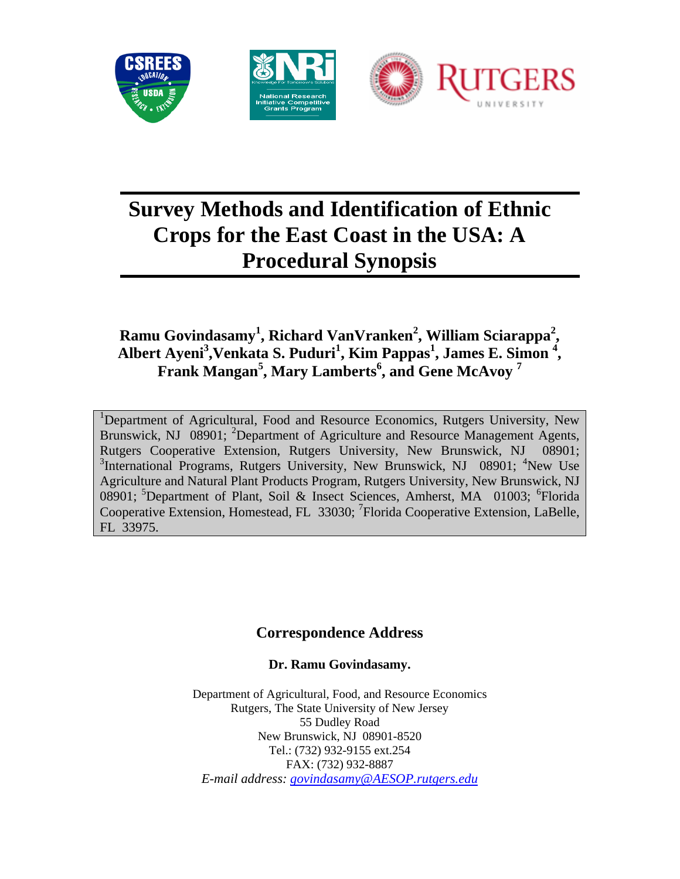# Survey Methods and Identification of Ethnic Crops for the East Coast in the USA: A Procedural Synopsis

**Ramu Govindasamy[1], Richard VanVranken[2], William Sciarappa[2], Albert Ayeni[3], Venkata S. Puduri[1], Kim Pappas[1], James E. Simon [4], Frank Mangan[5], Mary Lamberts[6], and Gene McAvoy [7]**

[1]Department of Agricultural, Food and Resource Economics, Rutgers University, New Brunswick, NJ 08901; [2]Department of Agriculture and Resource Management Agents, Rutgers Cooperative Extension, Rutgers University, New Brunswick, NJ 08901; [3]International Programs, Rutgers University, New Brunswick, NJ 08901; [4]New Use Agriculture and Natural Plant Products Program, Rutgers University, New Brunswick, NJ 08901; [5]Department of Plant, Soil & Insect Sciences, Amherst, MA 01003; [6]Florida Cooperative Extension, Homestead, FL 33030; [7]Florida Cooperative Extension, LaBelle, FL 33975.

## Correspondence Address

**Dr. Ramu Govindasamy.**

Department of Agricultural, Food, and Resource Economics
Rutgers, The State University of New Jersey
55 Dudley Road
New Brunswick, NJ 08901-8520
Tel.: (732) 932-9155 ext.254
FAX: (732) 932-8887
*E-mail address: govindasamy@AESOP.rutgers.edu*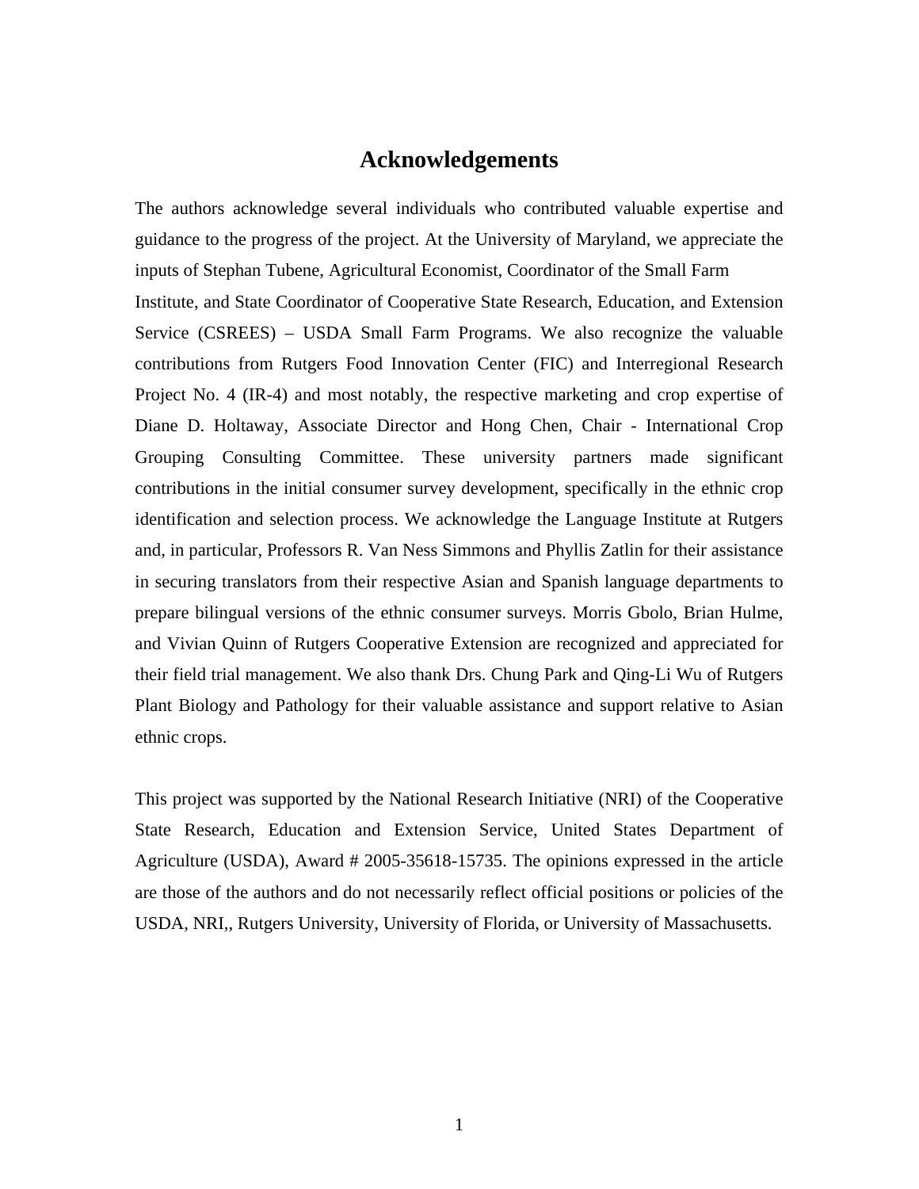# Acknowledgements

The authors acknowledge several individuals who contributed valuable expertise and guidance to the progress of the project. At the University of Maryland, we appreciate the inputs of Stephan Tubene, Agricultural Economist, Coordinator of the Small Farm Institute, and State Coordinator of Cooperative State Research, Education, and Extension Service (CSREES) – USDA Small Farm Programs. We also recognize the valuable contributions from Rutgers Food Innovation Center (FIC) and Interregional Research Project No. 4 (IR-4) and most notably, the respective marketing and crop expertise of Diane D. Holtaway, Associate Director and Hong Chen, Chair - International Crop Grouping Consulting Committee. These university partners made significant contributions in the initial consumer survey development, specifically in the ethnic crop identification and selection process. We acknowledge the Language Institute at Rutgers and, in particular, Professors R. Van Ness Simmons and Phyllis Zatlin for their assistance in securing translators from their respective Asian and Spanish language departments to prepare bilingual versions of the ethnic consumer surveys. Morris Gbolo, Brian Hulme, and Vivian Quinn of Rutgers Cooperative Extension are recognized and appreciated for their field trial management. We also thank Drs. Chung Park and Qing-Li Wu of Rutgers Plant Biology and Pathology for their valuable assistance and support relative to Asian ethnic crops.

This project was supported by the National Research Initiative (NRI) of the Cooperative State Research, Education and Extension Service, United States Department of Agriculture (USDA), Award # 2005-35618-15735. The opinions expressed in the article are those of the authors and do not necessarily reflect official positions or policies of the USDA, NRI,, Rutgers University, University of Florida, or University of Massachusetts.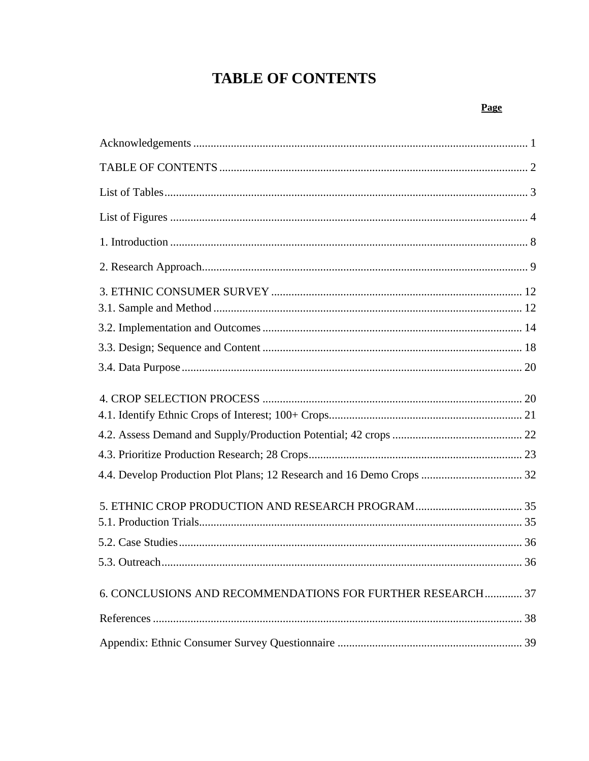# TABLE OF CONTENTS

| | Page |
|---|---|
| Acknowledgements | 1 |
| TABLE OF CONTENTS | 2 |
| List of Tables | 3 |
| List of Figures | 4 |
| 1. Introduction | 8 |
| 2. Research Approach | 9 |
| 3. ETHNIC CONSUMER SURVEY | 12 |
| 3.1. Sample and Method | 12 |
| 3.2. Implementation and Outcomes | 14 |
| 3.3. Design; Sequence and Content | 18 |
| 3.4. Data Purpose | 20 |
| 4. CROP SELECTION PROCESS | 20 |
| 4.1. Identify Ethnic Crops of Interest; 100+ Crops | 21 |
| 4.2. Assess Demand and Supply/Production Potential; 42 crops | 22 |
| 4.3. Prioritize Production Research; 28 Crops | 23 |
| 4.4. Develop Production Plot Plans; 12 Research and 16 Demo Crops | 32 |
| 5. ETHNIC CROP PRODUCTION AND RESEARCH PROGRAM | 35 |
| 5.1. Production Trials | 35 |
| 5.2. Case Studies | 36 |
| 5.3. Outreach | 36 |
| 6. CONCLUSIONS AND RECOMMENDATIONS FOR FURTHER RESEARCH | 37 |
| References | 38 |
| Appendix: Ethnic Consumer Survey Questionnaire | 39 |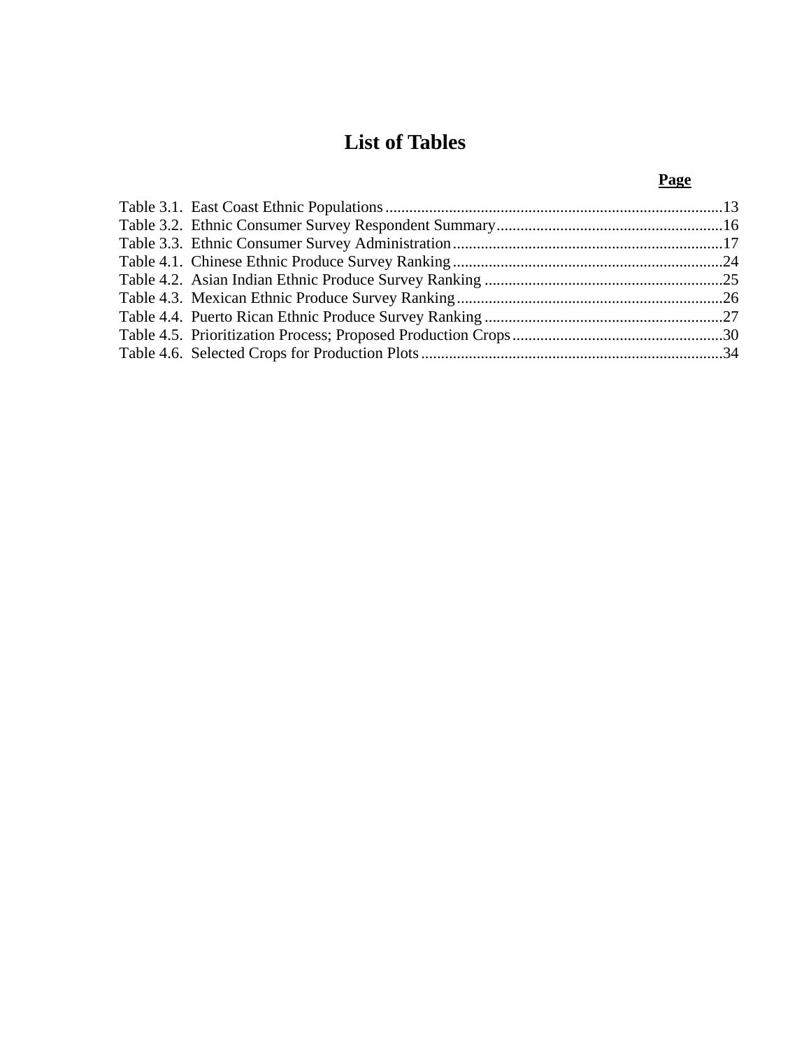# List of Tables

| | Page |
|---|---|
| Table 3.1. East Coast Ethnic Populations | 13 |
| Table 3.2. Ethnic Consumer Survey Respondent Summary | 16 |
| Table 3.3. Ethnic Consumer Survey Administration | 17 |
| Table 4.1. Chinese Ethnic Produce Survey Ranking | 24 |
| Table 4.2. Asian Indian Ethnic Produce Survey Ranking | 25 |
| Table 4.3. Mexican Ethnic Produce Survey Ranking | 26 |
| Table 4.4. Puerto Rican Ethnic Produce Survey Ranking | 27 |
| Table 4.5. Prioritization Process; Proposed Production Crops | 30 |
| Table 4.6. Selected Crops for Production Plots | 34 |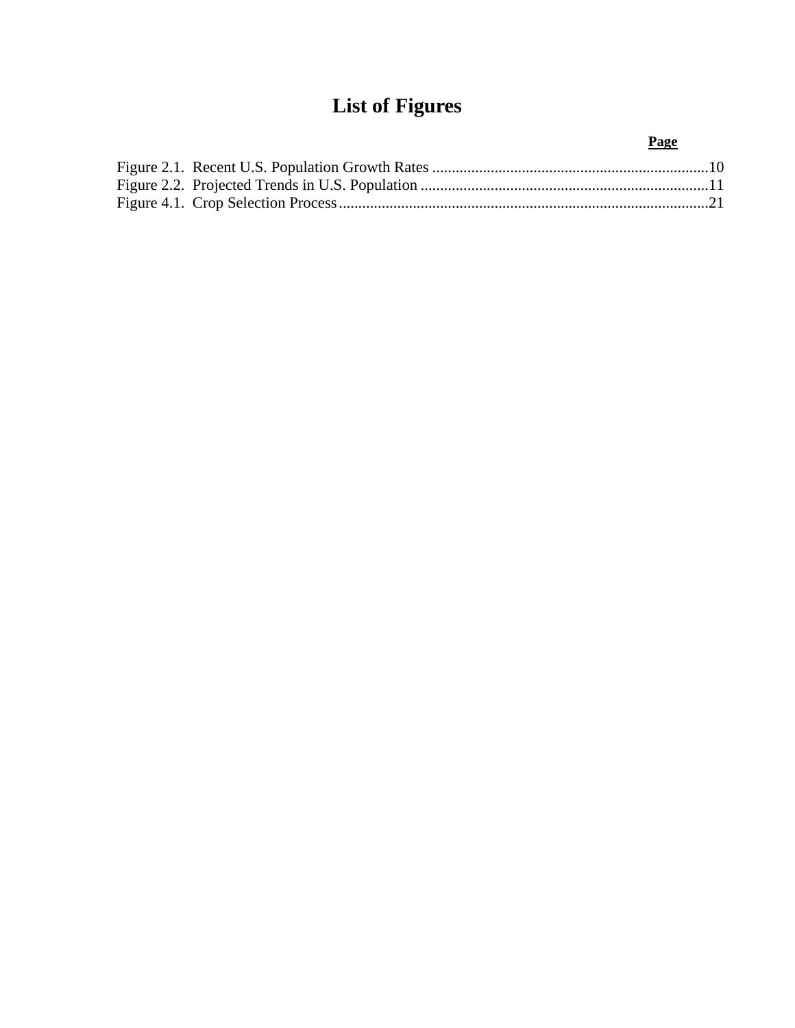# List of Figures

**Page**

Figure 2.1. Recent U.S. Population Growth Rates ........................................................................10
Figure 2.2. Projected Trends in U.S. Population ...........................................................................11
Figure 4.1. Crop Selection Process...............................................................................................21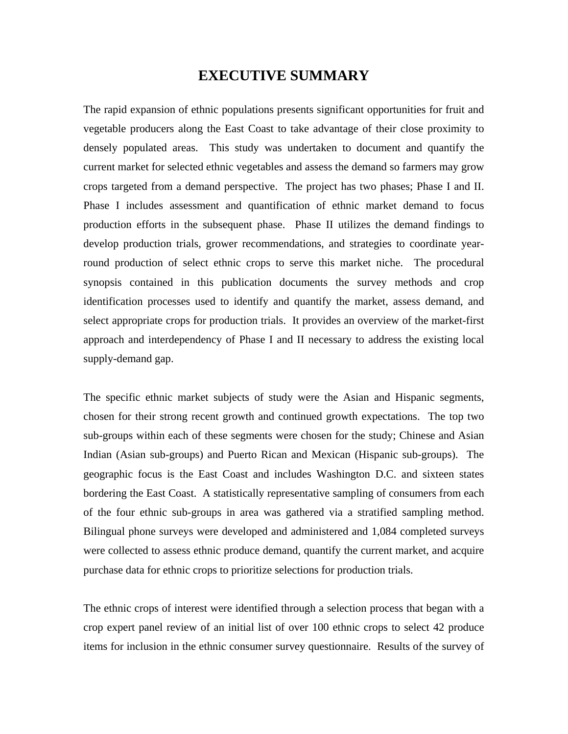# EXECUTIVE SUMMARY

The rapid expansion of ethnic populations presents significant opportunities for fruit and vegetable producers along the East Coast to take advantage of their close proximity to densely populated areas. This study was undertaken to document and quantify the current market for selected ethnic vegetables and assess the demand so farmers may grow crops targeted from a demand perspective. The project has two phases; Phase I and II. Phase I includes assessment and quantification of ethnic market demand to focus production efforts in the subsequent phase. Phase II utilizes the demand findings to develop production trials, grower recommendations, and strategies to coordinate year-round production of select ethnic crops to serve this market niche. The procedural synopsis contained in this publication documents the survey methods and crop identification processes used to identify and quantify the market, assess demand, and select appropriate crops for production trials. It provides an overview of the market-first approach and interdependency of Phase I and II necessary to address the existing local supply-demand gap.

The specific ethnic market subjects of study were the Asian and Hispanic segments, chosen for their strong recent growth and continued growth expectations. The top two sub-groups within each of these segments were chosen for the study; Chinese and Asian Indian (Asian sub-groups) and Puerto Rican and Mexican (Hispanic sub-groups). The geographic focus is the East Coast and includes Washington D.C. and sixteen states bordering the East Coast. A statistically representative sampling of consumers from each of the four ethnic sub-groups in area was gathered via a stratified sampling method. Bilingual phone surveys were developed and administered and 1,084 completed surveys were collected to assess ethnic produce demand, quantify the current market, and acquire purchase data for ethnic crops to prioritize selections for production trials.

The ethnic crops of interest were identified through a selection process that began with a crop expert panel review of an initial list of over 100 ethnic crops to select 42 produce items for inclusion in the ethnic consumer survey questionnaire. Results of the survey of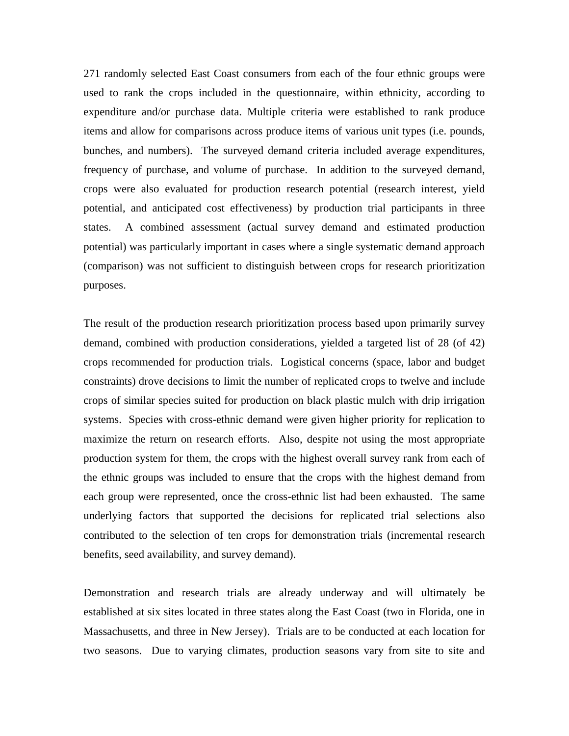271 randomly selected East Coast consumers from each of the four ethnic groups were used to rank the crops included in the questionnaire, within ethnicity, according to expenditure and/or purchase data. Multiple criteria were established to rank produce items and allow for comparisons across produce items of various unit types (i.e. pounds, bunches, and numbers). The surveyed demand criteria included average expenditures, frequency of purchase, and volume of purchase. In addition to the surveyed demand, crops were also evaluated for production research potential (research interest, yield potential, and anticipated cost effectiveness) by production trial participants in three states. A combined assessment (actual survey demand and estimated production potential) was particularly important in cases where a single systematic demand approach (comparison) was not sufficient to distinguish between crops for research prioritization purposes.

The result of the production research prioritization process based upon primarily survey demand, combined with production considerations, yielded a targeted list of 28 (of 42) crops recommended for production trials. Logistical concerns (space, labor and budget constraints) drove decisions to limit the number of replicated crops to twelve and include crops of similar species suited for production on black plastic mulch with drip irrigation systems. Species with cross-ethnic demand were given higher priority for replication to maximize the return on research efforts. Also, despite not using the most appropriate production system for them, the crops with the highest overall survey rank from each of the ethnic groups was included to ensure that the crops with the highest demand from each group were represented, once the cross-ethnic list had been exhausted. The same underlying factors that supported the decisions for replicated trial selections also contributed to the selection of ten crops for demonstration trials (incremental research benefits, seed availability, and survey demand).

Demonstration and research trials are already underway and will ultimately be established at six sites located in three states along the East Coast (two in Florida, one in Massachusetts, and three in New Jersey). Trials are to be conducted at each location for two seasons. Due to varying climates, production seasons vary from site to site and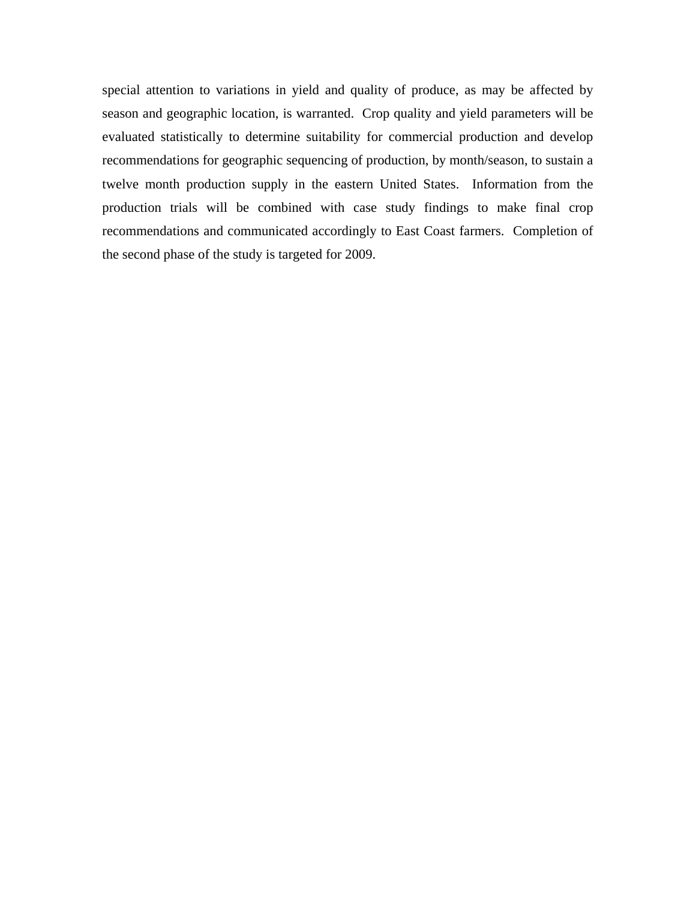special attention to variations in yield and quality of produce, as may be affected by season and geographic location, is warranted. Crop quality and yield parameters will be evaluated statistically to determine suitability for commercial production and develop recommendations for geographic sequencing of production, by month/season, to sustain a twelve month production supply in the eastern United States. Information from the production trials will be combined with case study findings to make final crop recommendations and communicated accordingly to East Coast farmers. Completion of the second phase of the study is targeted for 2009.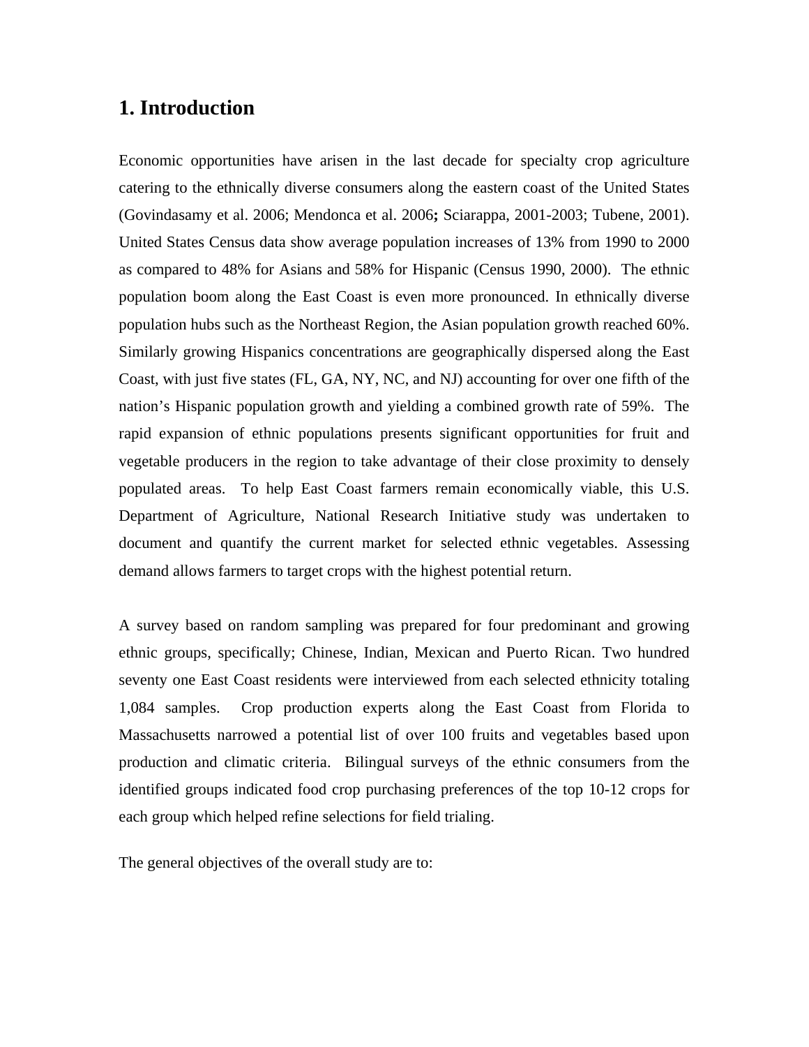# 1. Introduction

Economic opportunities have arisen in the last decade for specialty crop agriculture catering to the ethnically diverse consumers along the eastern coast of the United States (Govindasamy et al. 2006; Mendonca et al. 2006**;** Sciarappa, 2001-2003; Tubene, 2001). United States Census data show average population increases of 13% from 1990 to 2000 as compared to 48% for Asians and 58% for Hispanic (Census 1990, 2000). The ethnic population boom along the East Coast is even more pronounced. In ethnically diverse population hubs such as the Northeast Region, the Asian population growth reached 60%. Similarly growing Hispanics concentrations are geographically dispersed along the East Coast, with just five states (FL, GA, NY, NC, and NJ) accounting for over one fifth of the nation's Hispanic population growth and yielding a combined growth rate of 59%. The rapid expansion of ethnic populations presents significant opportunities for fruit and vegetable producers in the region to take advantage of their close proximity to densely populated areas. To help East Coast farmers remain economically viable, this U.S. Department of Agriculture, National Research Initiative study was undertaken to document and quantify the current market for selected ethnic vegetables. Assessing demand allows farmers to target crops with the highest potential return.

A survey based on random sampling was prepared for four predominant and growing ethnic groups, specifically; Chinese, Indian, Mexican and Puerto Rican. Two hundred seventy one East Coast residents were interviewed from each selected ethnicity totaling 1,084 samples. Crop production experts along the East Coast from Florida to Massachusetts narrowed a potential list of over 100 fruits and vegetables based upon production and climatic criteria. Bilingual surveys of the ethnic consumers from the identified groups indicated food crop purchasing preferences of the top 10-12 crops for each group which helped refine selections for field trialing.

The general objectives of the overall study are to: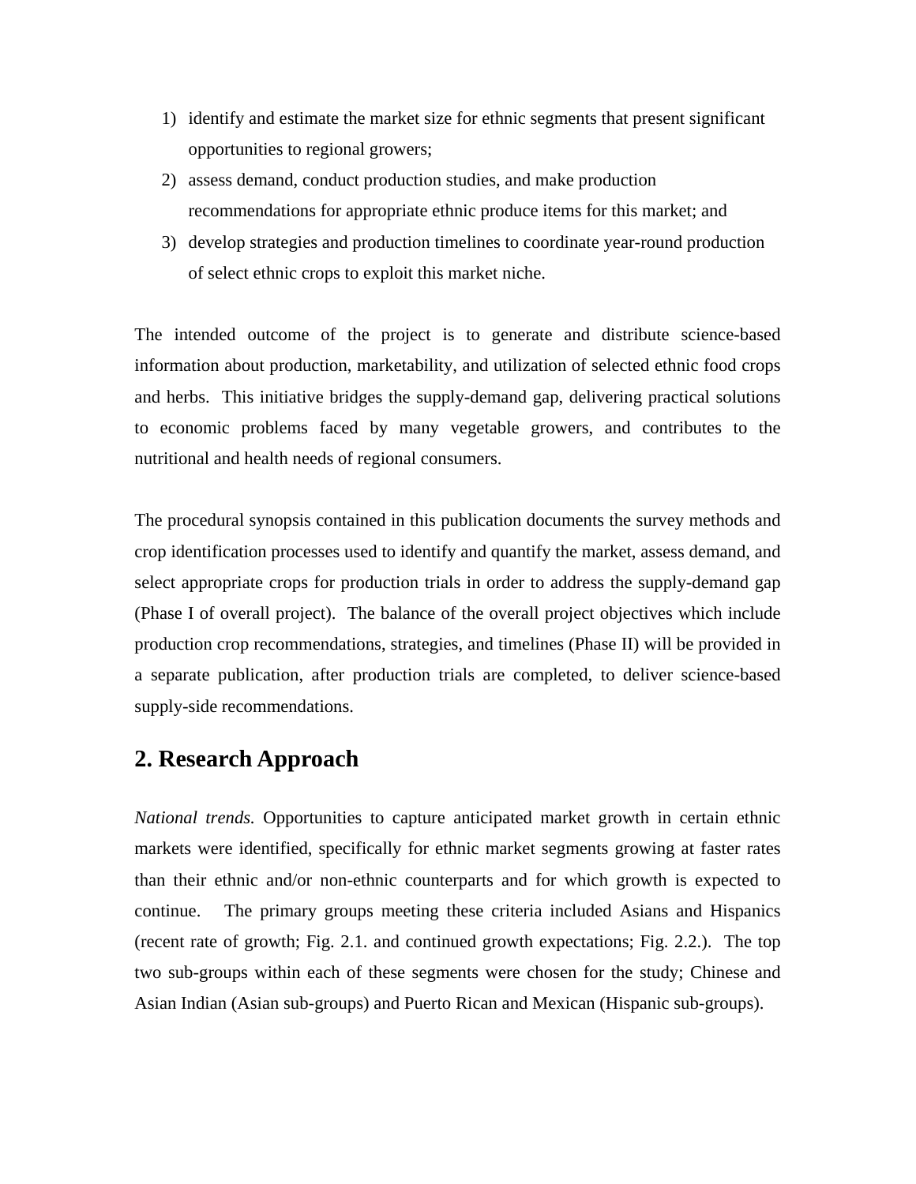1) identify and estimate the market size for ethnic segments that present significant opportunities to regional growers;
2) assess demand, conduct production studies, and make production recommendations for appropriate ethnic produce items for this market; and
3) develop strategies and production timelines to coordinate year-round production of select ethnic crops to exploit this market niche.

The intended outcome of the project is to generate and distribute science-based information about production, marketability, and utilization of selected ethnic food crops and herbs. This initiative bridges the supply-demand gap, delivering practical solutions to economic problems faced by many vegetable growers, and contributes to the nutritional and health needs of regional consumers.

The procedural synopsis contained in this publication documents the survey methods and crop identification processes used to identify and quantify the market, assess demand, and select appropriate crops for production trials in order to address the supply-demand gap (Phase I of overall project). The balance of the overall project objectives which include production crop recommendations, strategies, and timelines (Phase II) will be provided in a separate publication, after production trials are completed, to deliver science-based supply-side recommendations.

## 2. Research Approach

*National trends.* Opportunities to capture anticipated market growth in certain ethnic markets were identified, specifically for ethnic market segments growing at faster rates than their ethnic and/or non-ethnic counterparts and for which growth is expected to continue. The primary groups meeting these criteria included Asians and Hispanics (recent rate of growth; Fig. 2.1. and continued growth expectations; Fig. 2.2.). The top two sub-groups within each of these segments were chosen for the study; Chinese and Asian Indian (Asian sub-groups) and Puerto Rican and Mexican (Hispanic sub-groups).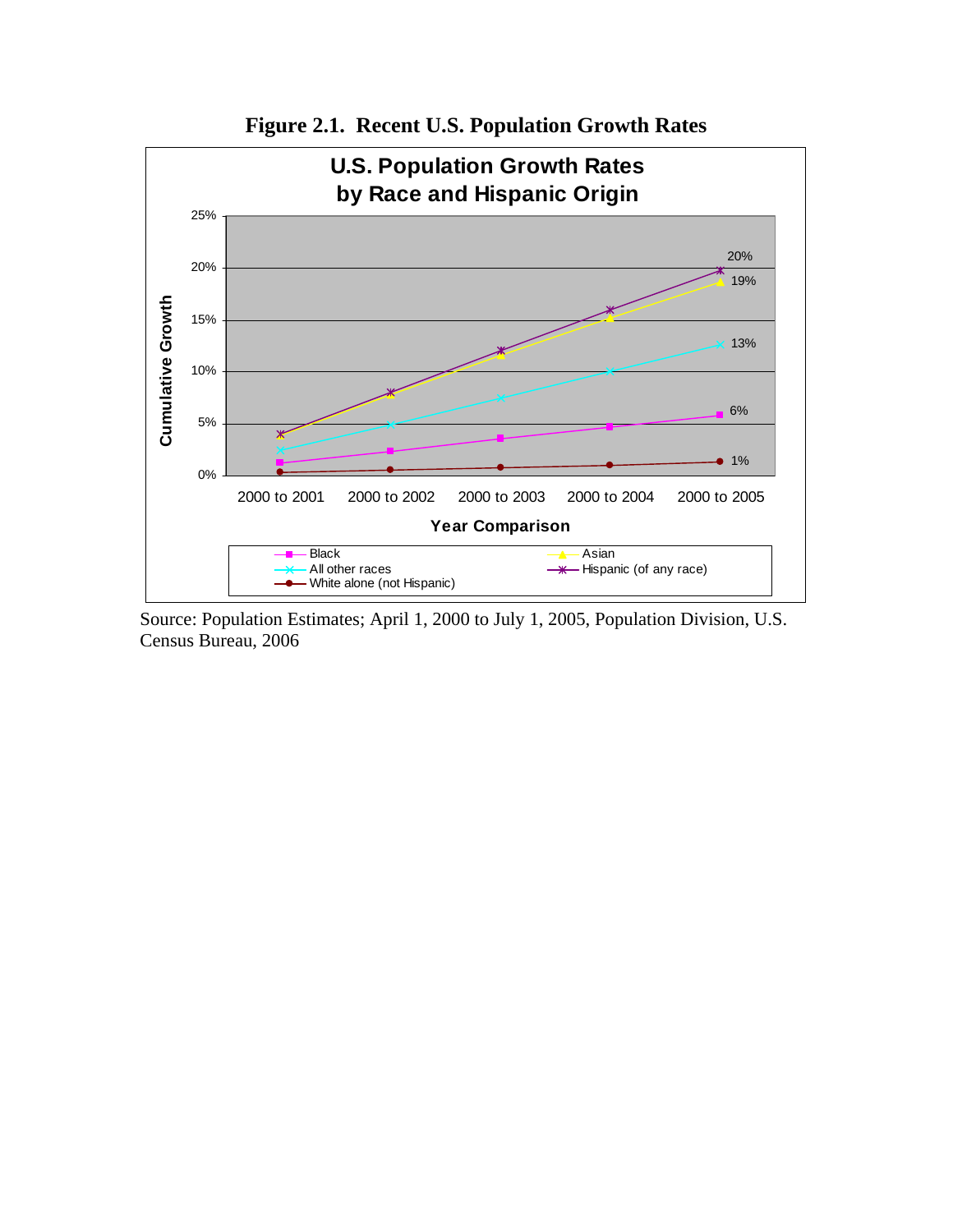**Figure 2.1. Recent U.S. Population Growth Rates**

U.S. Population Growth Rates by Race and Hispanic Origin

Cumulative Growth

25%
20%
15%
10%
5%
0%

2000 to 2001 | 2000 to 2002 | 2000 to 2003 | 2000 to 2004 | 2000 to 2005

Year Comparison

20%
19%
13%
6%
1%

Black
Asian
All other races
Hispanic (of any race)
White alone (not Hispanic)

Source: Population Estimates; April 1, 2000 to July 1, 2005, Population Division, U.S. Census Bureau, 2006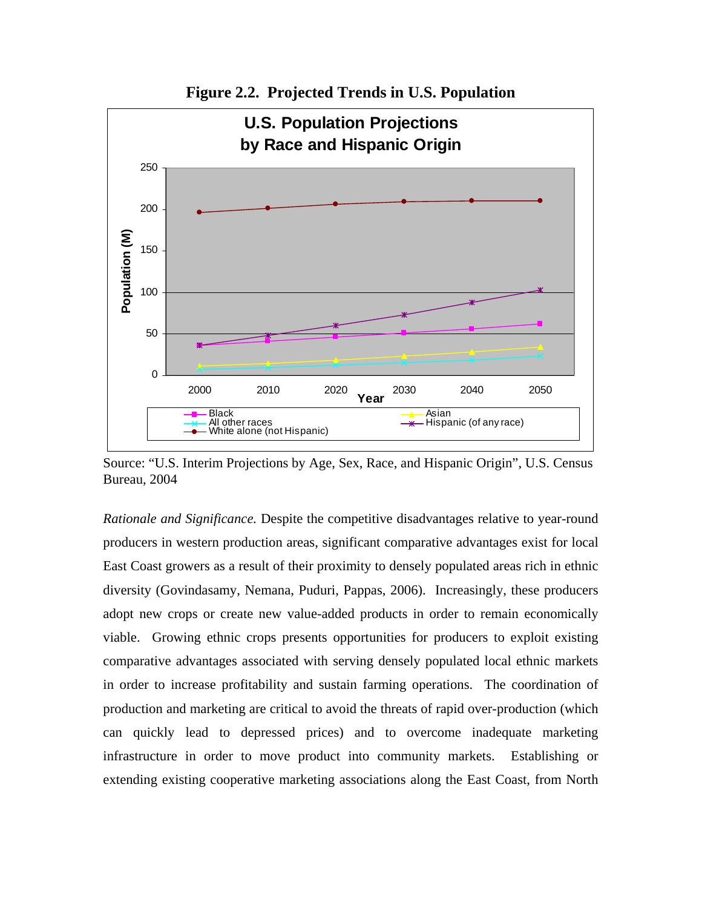**Figure 2.2. Projected Trends in U.S. Population**

Source: "U.S. Interim Projections by Age, Sex, Race, and Hispanic Origin", U.S. Census Bureau, 2004

*Rationale and Significance.* Despite the competitive disadvantages relative to year-round producers in western production areas, significant comparative advantages exist for local East Coast growers as a result of their proximity to densely populated areas rich in ethnic diversity (Govindasamy, Nemana, Puduri, Pappas, 2006). Increasingly, these producers adopt new crops or create new value-added products in order to remain economically viable. Growing ethnic crops presents opportunities for producers to exploit existing comparative advantages associated with serving densely populated local ethnic markets in order to increase profitability and sustain farming operations. The coordination of production and marketing are critical to avoid the threats of rapid over-production (which can quickly lead to depressed prices) and to overcome inadequate marketing infrastructure in order to move product into community markets. Establishing or extending existing cooperative marketing associations along the East Coast, from North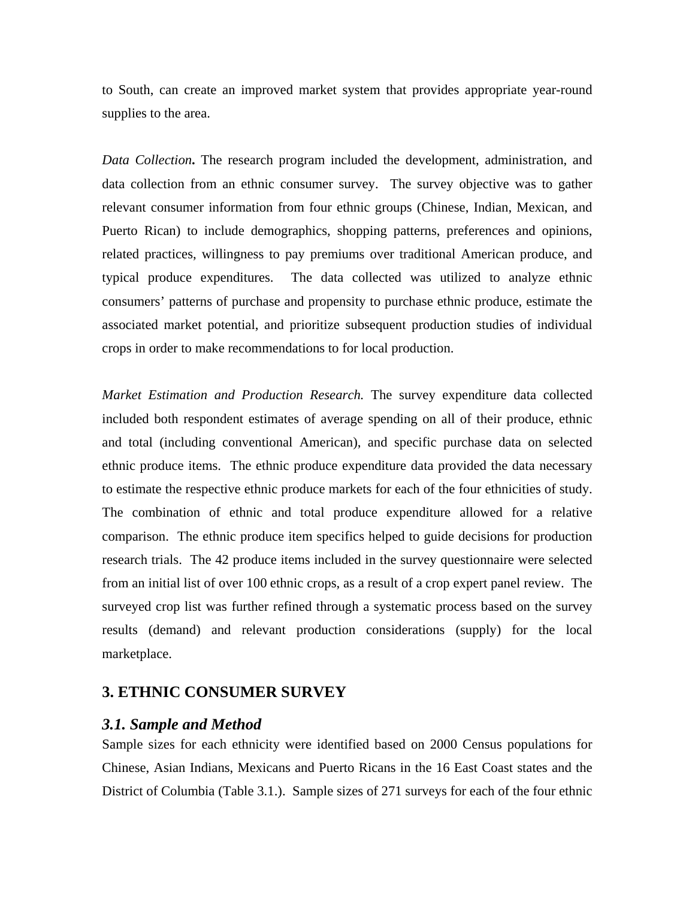to South, can create an improved market system that provides appropriate year-round supplies to the area.

*Data Collection***.** The research program included the development, administration, and data collection from an ethnic consumer survey. The survey objective was to gather relevant consumer information from four ethnic groups (Chinese, Indian, Mexican, and Puerto Rican) to include demographics, shopping patterns, preferences and opinions, related practices, willingness to pay premiums over traditional American produce, and typical produce expenditures. The data collected was utilized to analyze ethnic consumers' patterns of purchase and propensity to purchase ethnic produce, estimate the associated market potential, and prioritize subsequent production studies of individual crops in order to make recommendations to for local production.

*Market Estimation and Production Research.* The survey expenditure data collected included both respondent estimates of average spending on all of their produce, ethnic and total (including conventional American), and specific purchase data on selected ethnic produce items. The ethnic produce expenditure data provided the data necessary to estimate the respective ethnic produce markets for each of the four ethnicities of study. The combination of ethnic and total produce expenditure allowed for a relative comparison. The ethnic produce item specifics helped to guide decisions for production research trials. The 42 produce items included in the survey questionnaire were selected from an initial list of over 100 ethnic crops, as a result of a crop expert panel review. The surveyed crop list was further refined through a systematic process based on the survey results (demand) and relevant production considerations (supply) for the local marketplace.

## 3. ETHNIC CONSUMER SURVEY

### *3.1. Sample and Method*

Sample sizes for each ethnicity were identified based on 2000 Census populations for Chinese, Asian Indians, Mexicans and Puerto Ricans in the 16 East Coast states and the District of Columbia (Table 3.1.). Sample sizes of 271 surveys for each of the four ethnic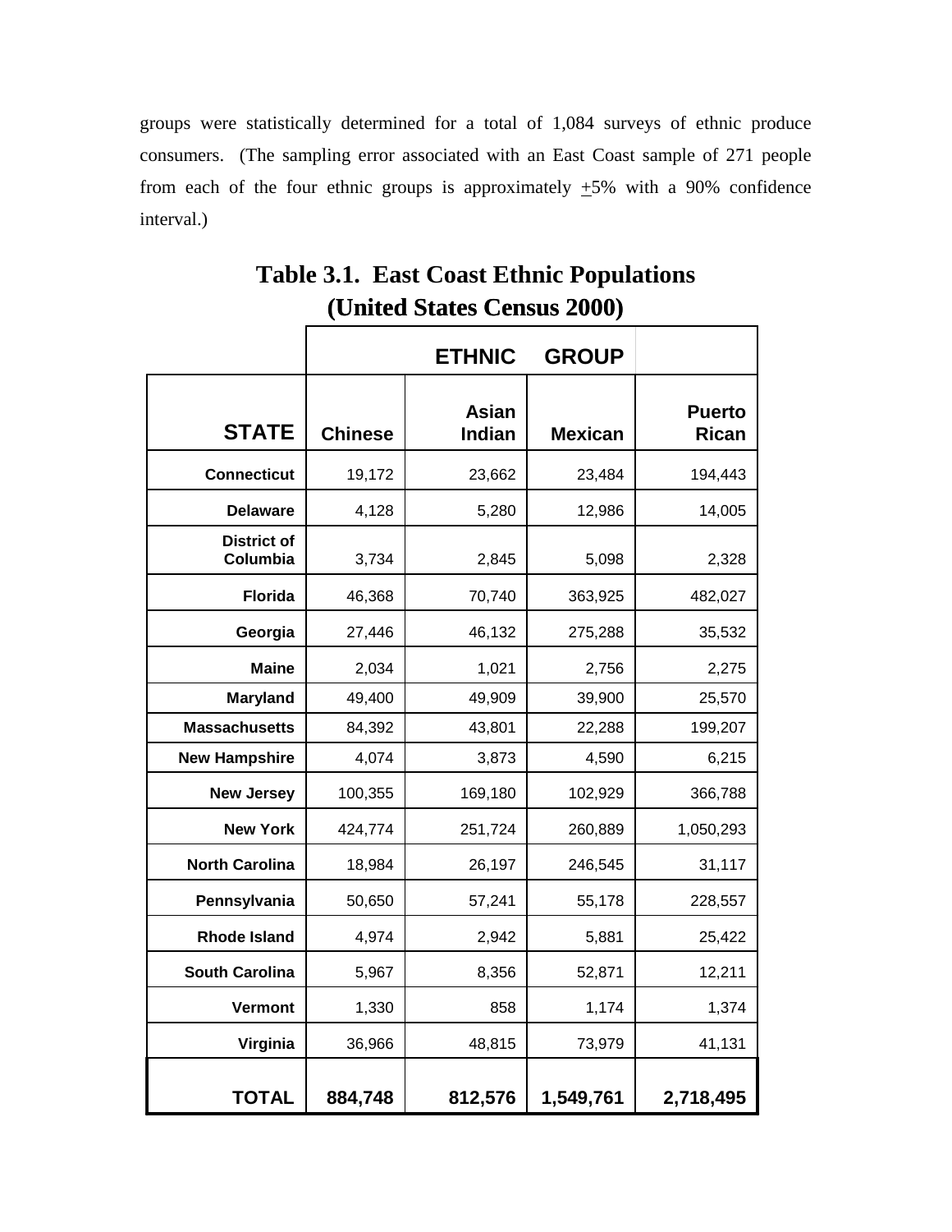groups were statistically determined for a total of 1,084 surveys of ethnic produce consumers. (The sampling error associated with an East Coast sample of 271 people from each of the four ethnic groups is approximately ±5% with a 90% confidence interval.)

**Table 3.1. East Coast Ethnic Populations (United States Census 2000)**

| | ETHNIC GROUP | | | |
|---|---|---|---|---|
| **STATE** | **Chinese** | **Asian Indian** | **Mexican** | **Puerto Rican** |
| **Connecticut** | 19,172 | 23,662 | 23,484 | 194,443 |
| **Delaware** | 4,128 | 5,280 | 12,986 | 14,005 |
| **District of Columbia** | 3,734 | 2,845 | 5,098 | 2,328 |
| **Florida** | 46,368 | 70,740 | 363,925 | 482,027 |
| **Georgia** | 27,446 | 46,132 | 275,288 | 35,532 |
| **Maine** | 2,034 | 1,021 | 2,756 | 2,275 |
| **Maryland** | 49,400 | 49,909 | 39,900 | 25,570 |
| **Massachusetts** | 84,392 | 43,801 | 22,288 | 199,207 |
| **New Hampshire** | 4,074 | 3,873 | 4,590 | 6,215 |
| **New Jersey** | 100,355 | 169,180 | 102,929 | 366,788 |
| **New York** | 424,774 | 251,724 | 260,889 | 1,050,293 |
| **North Carolina** | 18,984 | 26,197 | 246,545 | 31,117 |
| **Pennsylvania** | 50,650 | 57,241 | 55,178 | 228,557 |
| **Rhode Island** | 4,974 | 2,942 | 5,881 | 25,422 |
| **South Carolina** | 5,967 | 8,356 | 52,871 | 12,211 |
| **Vermont** | 1,330 | 858 | 1,174 | 1,374 |
| **Virginia** | 36,966 | 48,815 | 73,979 | 41,131 |
| **TOTAL** | **884,748** | **812,576** | **1,549,761** | **2,718,495** |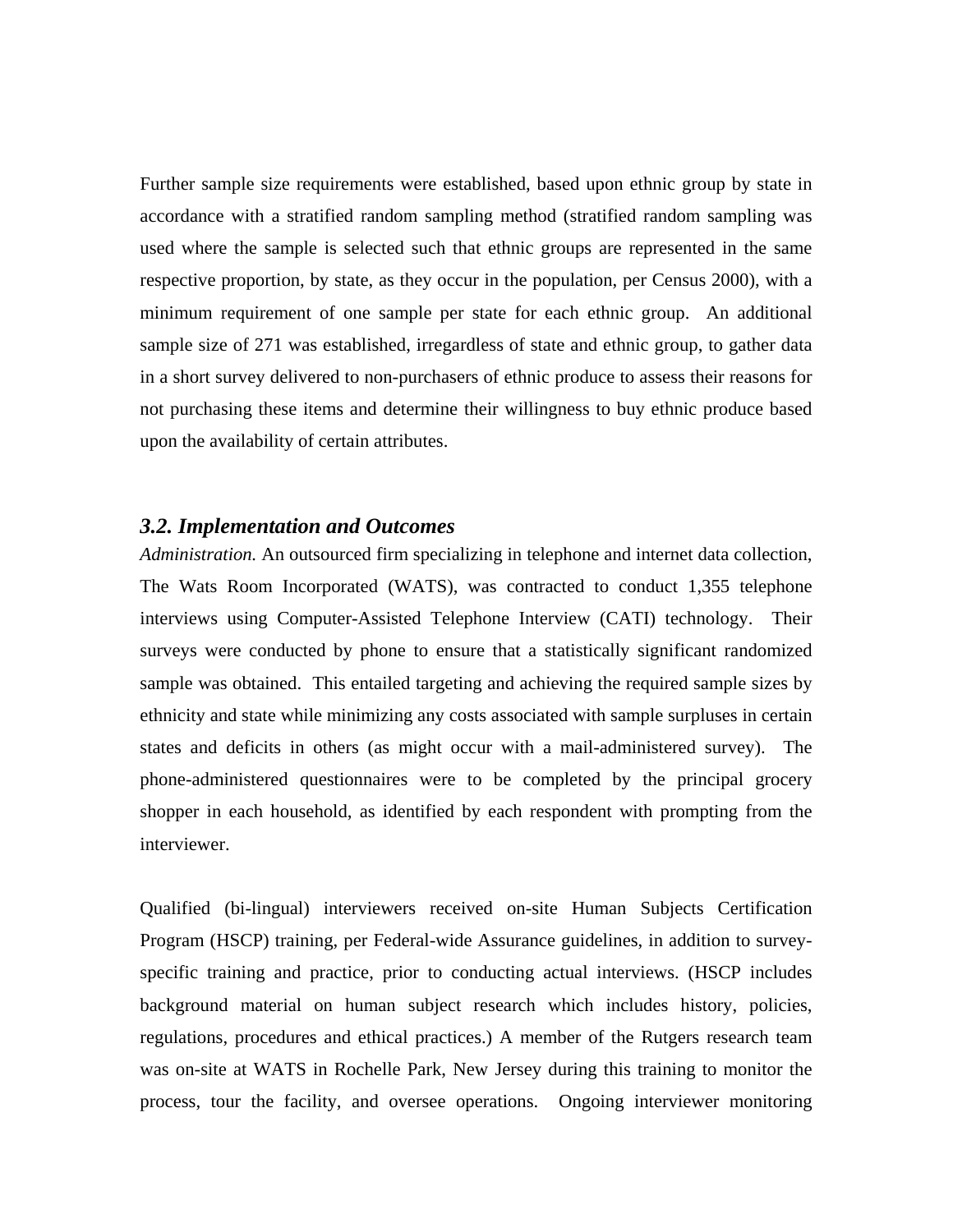Further sample size requirements were established, based upon ethnic group by state in accordance with a stratified random sampling method (stratified random sampling was used where the sample is selected such that ethnic groups are represented in the same respective proportion, by state, as they occur in the population, per Census 2000), with a minimum requirement of one sample per state for each ethnic group. An additional sample size of 271 was established, irregardless of state and ethnic group, to gather data in a short survey delivered to non-purchasers of ethnic produce to assess their reasons for not purchasing these items and determine their willingness to buy ethnic produce based upon the availability of certain attributes.

### *3.2. Implementation and Outcomes*

*Administration.* An outsourced firm specializing in telephone and internet data collection, The Wats Room Incorporated (WATS), was contracted to conduct 1,355 telephone interviews using Computer-Assisted Telephone Interview (CATI) technology. Their surveys were conducted by phone to ensure that a statistically significant randomized sample was obtained. This entailed targeting and achieving the required sample sizes by ethnicity and state while minimizing any costs associated with sample surpluses in certain states and deficits in others (as might occur with a mail-administered survey). The phone-administered questionnaires were to be completed by the principal grocery shopper in each household, as identified by each respondent with prompting from the interviewer.

Qualified (bi-lingual) interviewers received on-site Human Subjects Certification Program (HSCP) training, per Federal-wide Assurance guidelines, in addition to survey-specific training and practice, prior to conducting actual interviews. (HSCP includes background material on human subject research which includes history, policies, regulations, procedures and ethical practices.) A member of the Rutgers research team was on-site at WATS in Rochelle Park, New Jersey during this training to monitor the process, tour the facility, and oversee operations. Ongoing interviewer monitoring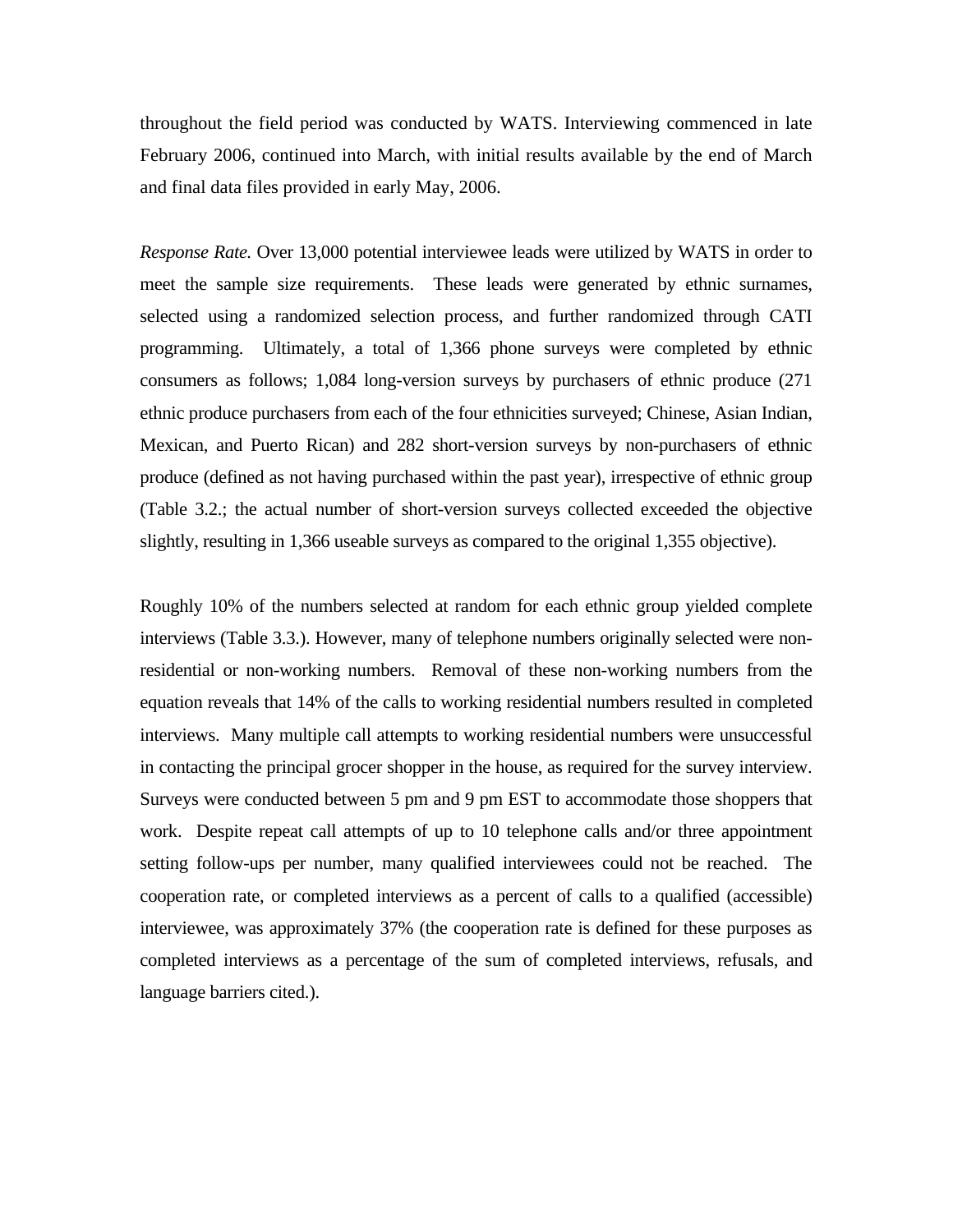throughout the field period was conducted by WATS. Interviewing commenced in late February 2006, continued into March, with initial results available by the end of March and final data files provided in early May, 2006.

*Response Rate.* Over 13,000 potential interviewee leads were utilized by WATS in order to meet the sample size requirements. These leads were generated by ethnic surnames, selected using a randomized selection process, and further randomized through CATI programming. Ultimately, a total of 1,366 phone surveys were completed by ethnic consumers as follows; 1,084 long-version surveys by purchasers of ethnic produce (271 ethnic produce purchasers from each of the four ethnicities surveyed; Chinese, Asian Indian, Mexican, and Puerto Rican) and 282 short-version surveys by non-purchasers of ethnic produce (defined as not having purchased within the past year), irrespective of ethnic group (Table 3.2.; the actual number of short-version surveys collected exceeded the objective slightly, resulting in 1,366 useable surveys as compared to the original 1,355 objective).

Roughly 10% of the numbers selected at random for each ethnic group yielded complete interviews (Table 3.3.). However, many of telephone numbers originally selected were non-residential or non-working numbers. Removal of these non-working numbers from the equation reveals that 14% of the calls to working residential numbers resulted in completed interviews. Many multiple call attempts to working residential numbers were unsuccessful in contacting the principal grocer shopper in the house, as required for the survey interview. Surveys were conducted between 5 pm and 9 pm EST to accommodate those shoppers that work. Despite repeat call attempts of up to 10 telephone calls and/or three appointment setting follow-ups per number, many qualified interviewees could not be reached. The cooperation rate, or completed interviews as a percent of calls to a qualified (accessible) interviewee, was approximately 37% (the cooperation rate is defined for these purposes as completed interviews as a percentage of the sum of completed interviews, refusals, and language barriers cited.).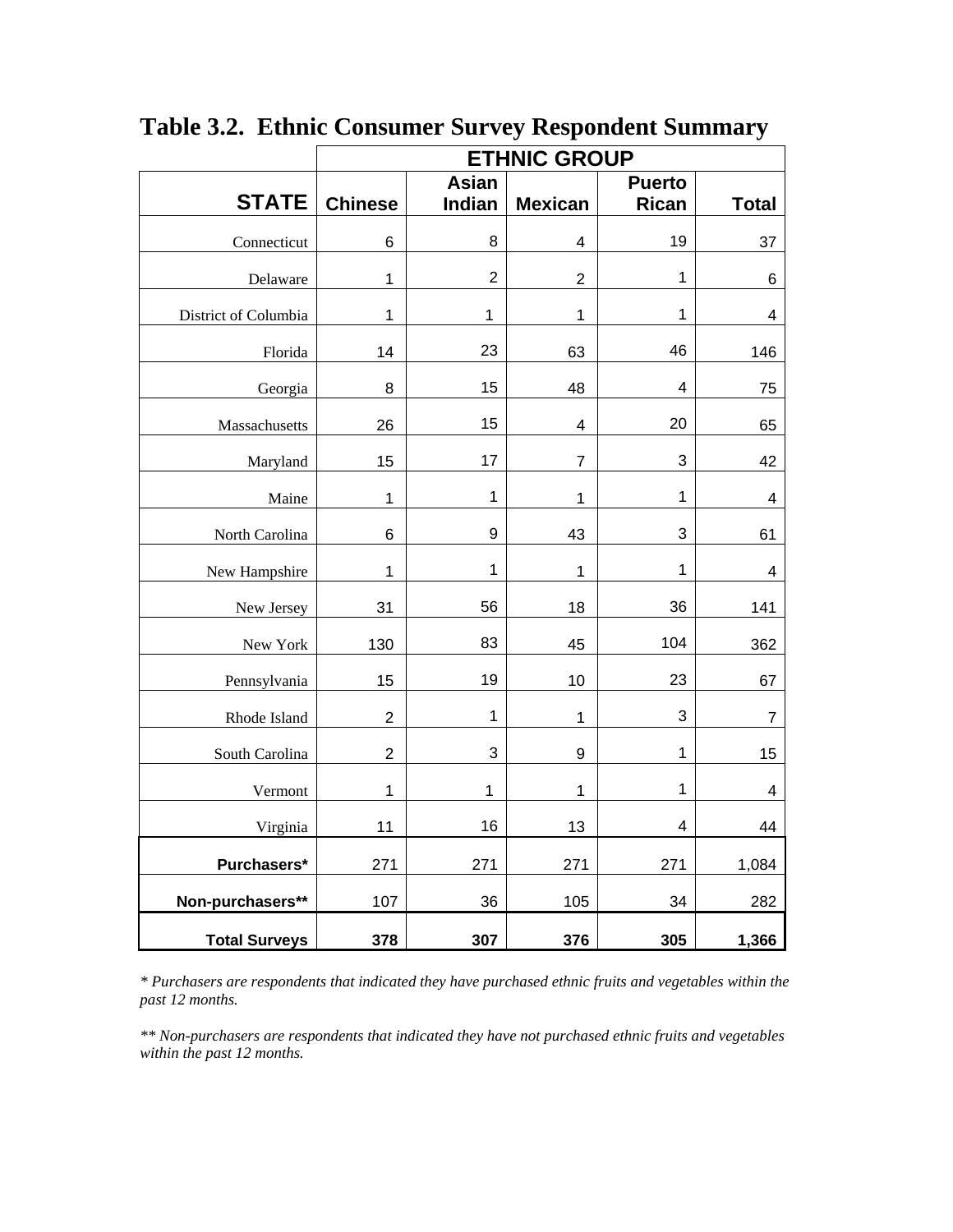# Table 3.2. Ethnic Consumer Survey Respondent Summary

| | ETHNIC GROUP | | | | |
|---|---|---|---|---|---|
| **STATE** | **Chinese** | **Asian Indian** | **Mexican** | **Puerto Rican** | **Total** |
| Connecticut | 6 | 8 | 4 | 19 | 37 |
| Delaware | 1 | 2 | 2 | 1 | 6 |
| District of Columbia | 1 | 1 | 1 | 1 | 4 |
| Florida | 14 | 23 | 63 | 46 | 146 |
| Georgia | 8 | 15 | 48 | 4 | 75 |
| Massachusetts | 26 | 15 | 4 | 20 | 65 |
| Maryland | 15 | 17 | 7 | 3 | 42 |
| Maine | 1 | 1 | 1 | 1 | 4 |
| North Carolina | 6 | 9 | 43 | 3 | 61 |
| New Hampshire | 1 | 1 | 1 | 1 | 4 |
| New Jersey | 31 | 56 | 18 | 36 | 141 |
| New York | 130 | 83 | 45 | 104 | 362 |
| Pennsylvania | 15 | 19 | 10 | 23 | 67 |
| Rhode Island | 2 | 1 | 1 | 3 | 7 |
| South Carolina | 2 | 3 | 9 | 1 | 15 |
| Vermont | 1 | 1 | 1 | 1 | 4 |
| Virginia | 11 | 16 | 13 | 4 | 44 |
| **Purchasers*** | 271 | 271 | 271 | 271 | 1,084 |
| **Non-purchasers**** | 107 | 36 | 105 | 34 | 282 |
| **Total Surveys** | **378** | **307** | **376** | **305** | **1,366** |

*\* Purchasers are respondents that indicated they have purchased ethnic fruits and vegetables within the past 12 months.*

*\*\* Non-purchasers are respondents that indicated they have not purchased ethnic fruits and vegetables within the past 12 months.*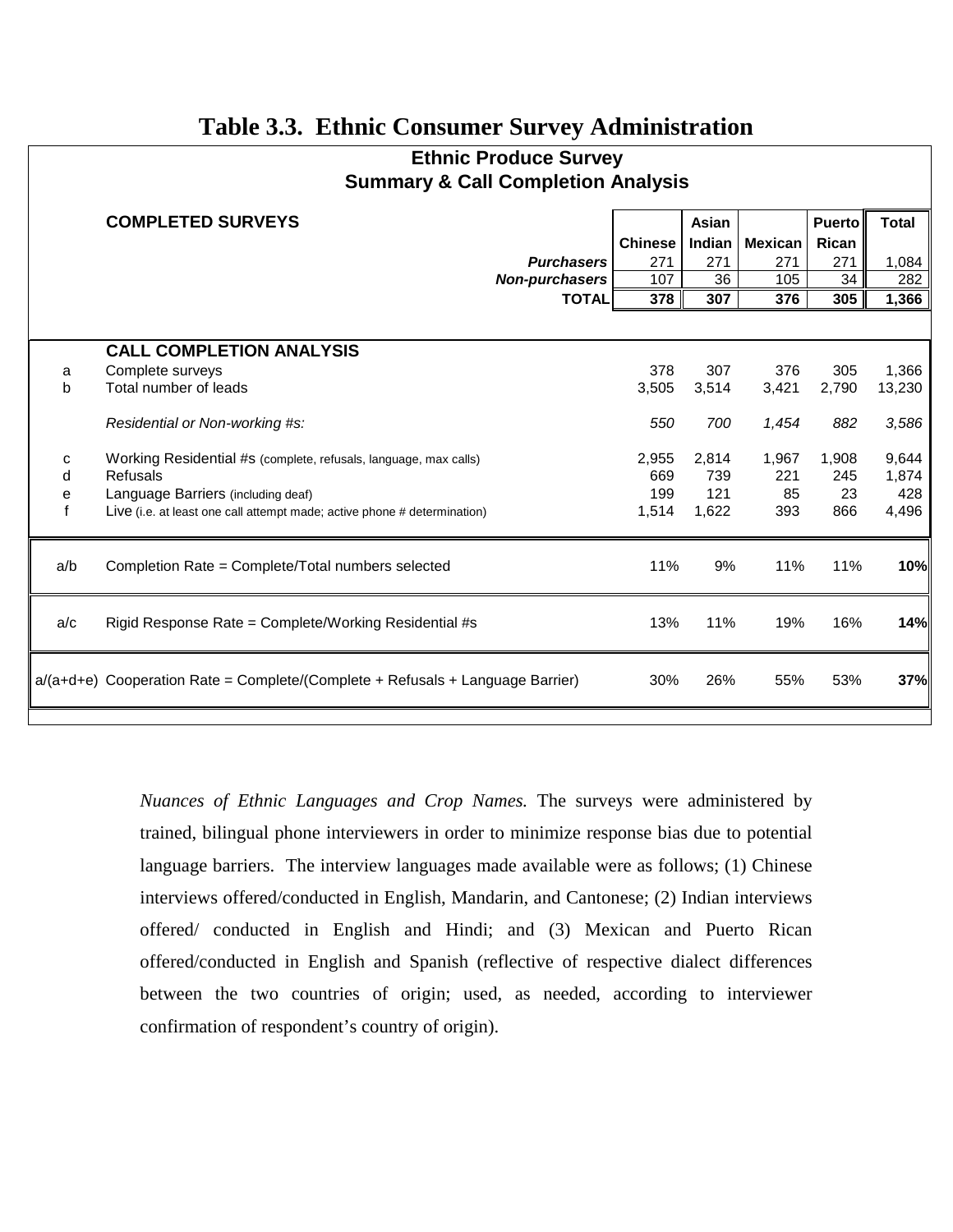# Table 3.3. Ethnic Consumer Survey Administration

## Ethnic Produce Survey
## Summary & Call Completion Analysis

| COMPLETED SURVEYS | Chinese | Asian Indian | Mexican | Puerto Rican | Total |
|---|---|---|---|---|---|
| *Purchasers* | 271 | 271 | 271 | 271 | 1,084 |
| *Non-purchasers* | 107 | 36 | 105 | 34 | 282 |
| **TOTAL** | **378** | **307** | **376** | **305** | **1,366** |

| | CALL COMPLETION ANALYSIS | Chinese | Asian Indian | Mexican | Puerto Rican | Total |
|---|---|---|---|---|---|---|
| a | Complete surveys | 378 | 307 | 376 | 305 | 1,366 |
| b | Total number of leads | 3,505 | 3,514 | 3,421 | 2,790 | 13,230 |
| | *Residential or Non-working #s:* | *550* | *700* | *1,454* | *882* | *3,586* |
| c | Working Residential #s (complete, refusals, language, max calls) | 2,955 | 2,814 | 1,967 | 1,908 | 9,644 |
| d | Refusals | 669 | 739 | 221 | 245 | 1,874 |
| e | Language Barriers (including deaf) | 199 | 121 | 85 | 23 | 428 |
| f | Live (i.e. at least one call attempt made; active phone # determination) | 1,514 | 1,622 | 393 | 866 | 4,496 |
| a/b | Completion Rate = Complete/Total numbers selected | 11% | 9% | 11% | 11% | **10%** |
| a/c | Rigid Response Rate = Complete/Working Residential #s | 13% | 11% | 19% | 16% | **14%** |
| a/(a+d+e) | Cooperation Rate = Complete/(Complete + Refusals + Language Barrier) | 30% | 26% | 55% | 53% | **37%** |

*Nuances of Ethnic Languages and Crop Names.* The surveys were administered by trained, bilingual phone interviewers in order to minimize response bias due to potential language barriers. The interview languages made available were as follows; (1) Chinese interviews offered/conducted in English, Mandarin, and Cantonese; (2) Indian interviews offered/ conducted in English and Hindi; and (3) Mexican and Puerto Rican offered/conducted in English and Spanish (reflective of respective dialect differences between the two countries of origin; used, as needed, according to interviewer confirmation of respondent's country of origin).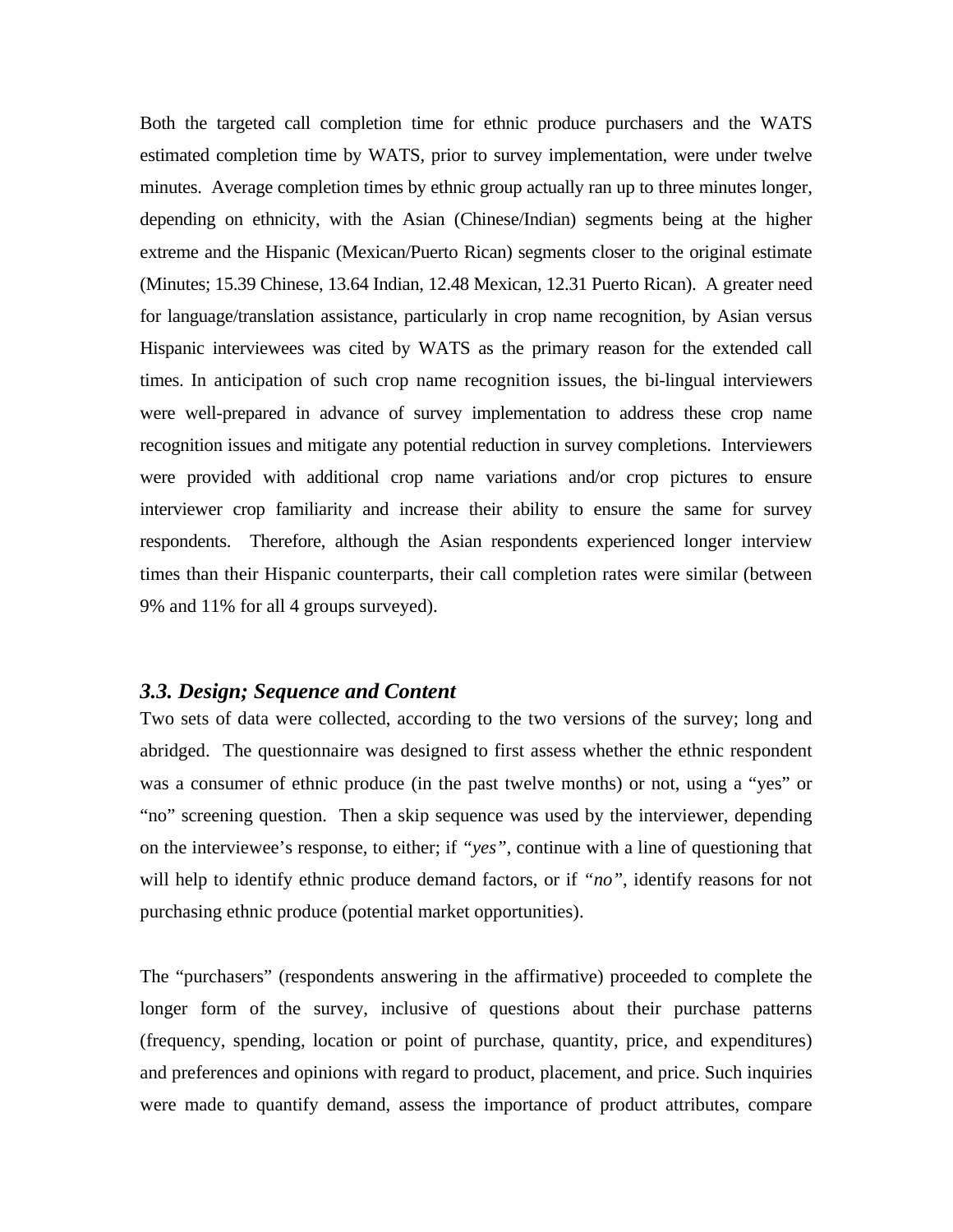Both the targeted call completion time for ethnic produce purchasers and the WATS estimated completion time by WATS, prior to survey implementation, were under twelve minutes. Average completion times by ethnic group actually ran up to three minutes longer, depending on ethnicity, with the Asian (Chinese/Indian) segments being at the higher extreme and the Hispanic (Mexican/Puerto Rican) segments closer to the original estimate (Minutes; 15.39 Chinese, 13.64 Indian, 12.48 Mexican, 12.31 Puerto Rican). A greater need for language/translation assistance, particularly in crop name recognition, by Asian versus Hispanic interviewees was cited by WATS as the primary reason for the extended call times. In anticipation of such crop name recognition issues, the bi-lingual interviewers were well-prepared in advance of survey implementation to address these crop name recognition issues and mitigate any potential reduction in survey completions. Interviewers were provided with additional crop name variations and/or crop pictures to ensure interviewer crop familiarity and increase their ability to ensure the same for survey respondents. Therefore, although the Asian respondents experienced longer interview times than their Hispanic counterparts, their call completion rates were similar (between 9% and 11% for all 4 groups surveyed).

### *3.3. Design; Sequence and Content*

Two sets of data were collected, according to the two versions of the survey; long and abridged. The questionnaire was designed to first assess whether the ethnic respondent was a consumer of ethnic produce (in the past twelve months) or not, using a "yes" or "no" screening question. Then a skip sequence was used by the interviewer, depending on the interviewee's response, to either; if *"yes"*, continue with a line of questioning that will help to identify ethnic produce demand factors, or if *"no"*, identify reasons for not purchasing ethnic produce (potential market opportunities).

The "purchasers" (respondents answering in the affirmative) proceeded to complete the longer form of the survey, inclusive of questions about their purchase patterns (frequency, spending, location or point of purchase, quantity, price, and expenditures) and preferences and opinions with regard to product, placement, and price. Such inquiries were made to quantify demand, assess the importance of product attributes, compare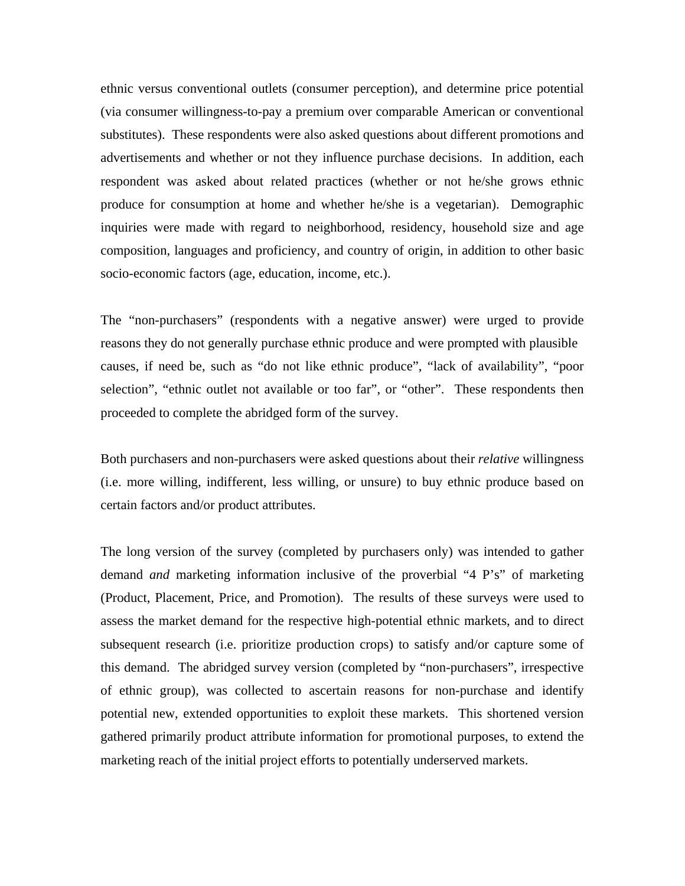ethnic versus conventional outlets (consumer perception), and determine price potential (via consumer willingness-to-pay a premium over comparable American or conventional substitutes). These respondents were also asked questions about different promotions and advertisements and whether or not they influence purchase decisions. In addition, each respondent was asked about related practices (whether or not he/she grows ethnic produce for consumption at home and whether he/she is a vegetarian). Demographic inquiries were made with regard to neighborhood, residency, household size and age composition, languages and proficiency, and country of origin, in addition to other basic socio-economic factors (age, education, income, etc.).

The "non-purchasers" (respondents with a negative answer) were urged to provide reasons they do not generally purchase ethnic produce and were prompted with plausible causes, if need be, such as "do not like ethnic produce", "lack of availability", "poor selection", "ethnic outlet not available or too far", or "other". These respondents then proceeded to complete the abridged form of the survey.

Both purchasers and non-purchasers were asked questions about their *relative* willingness (i.e. more willing, indifferent, less willing, or unsure) to buy ethnic produce based on certain factors and/or product attributes.

The long version of the survey (completed by purchasers only) was intended to gather demand *and* marketing information inclusive of the proverbial "4 P's" of marketing (Product, Placement, Price, and Promotion). The results of these surveys were used to assess the market demand for the respective high-potential ethnic markets, and to direct subsequent research (i.e. prioritize production crops) to satisfy and/or capture some of this demand. The abridged survey version (completed by "non-purchasers", irrespective of ethnic group), was collected to ascertain reasons for non-purchase and identify potential new, extended opportunities to exploit these markets. This shortened version gathered primarily product attribute information for promotional purposes, to extend the marketing reach of the initial project efforts to potentially underserved markets.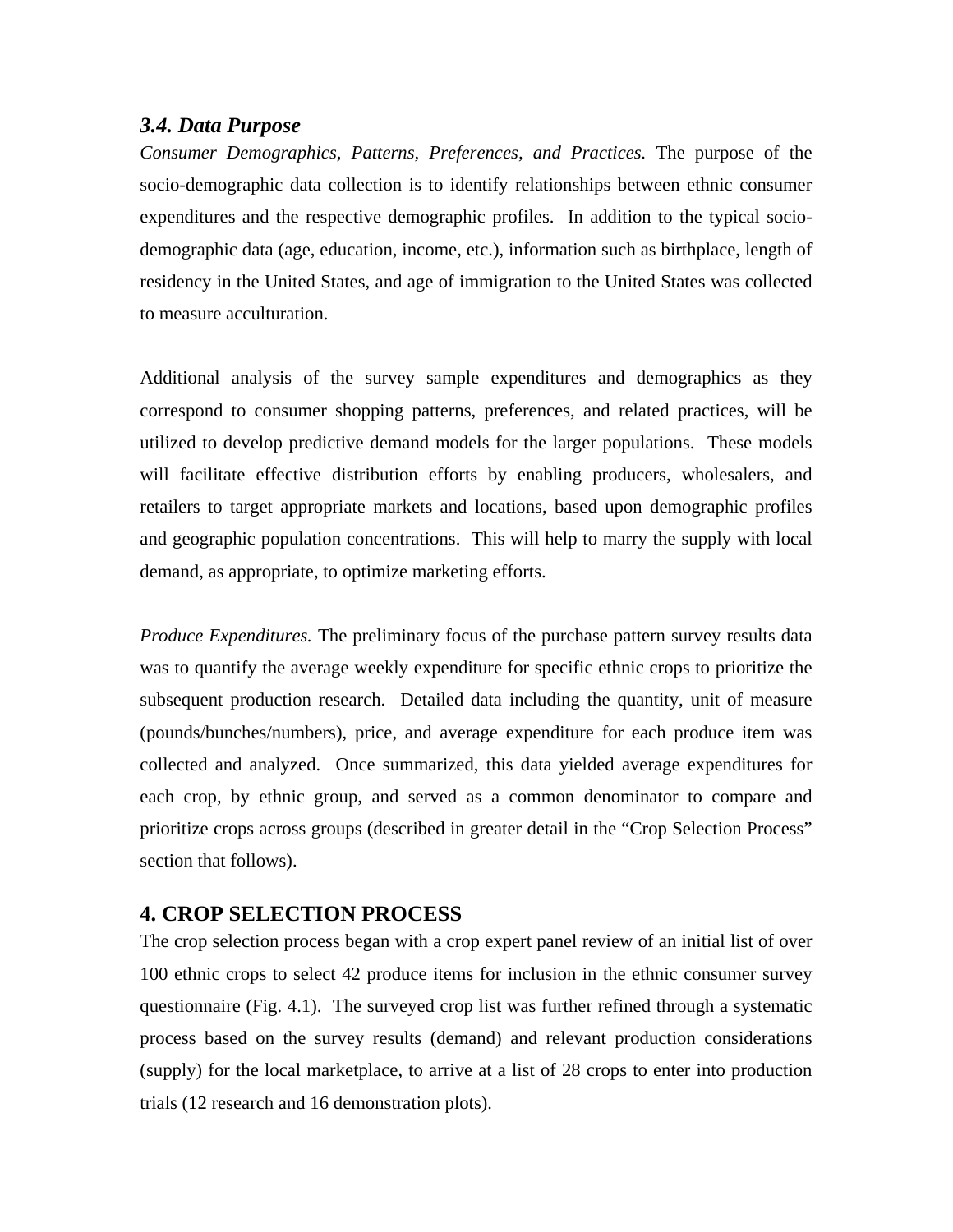### *3.4. Data Purpose*

*Consumer Demographics, Patterns, Preferences, and Practices.* The purpose of the socio-demographic data collection is to identify relationships between ethnic consumer expenditures and the respective demographic profiles. In addition to the typical socio-demographic data (age, education, income, etc.), information such as birthplace, length of residency in the United States, and age of immigration to the United States was collected to measure acculturation.

Additional analysis of the survey sample expenditures and demographics as they correspond to consumer shopping patterns, preferences, and related practices, will be utilized to develop predictive demand models for the larger populations. These models will facilitate effective distribution efforts by enabling producers, wholesalers, and retailers to target appropriate markets and locations, based upon demographic profiles and geographic population concentrations. This will help to marry the supply with local demand, as appropriate, to optimize marketing efforts.

*Produce Expenditures.* The preliminary focus of the purchase pattern survey results data was to quantify the average weekly expenditure for specific ethnic crops to prioritize the subsequent production research. Detailed data including the quantity, unit of measure (pounds/bunches/numbers), price, and average expenditure for each produce item was collected and analyzed. Once summarized, this data yielded average expenditures for each crop, by ethnic group, and served as a common denominator to compare and prioritize crops across groups (described in greater detail in the "Crop Selection Process" section that follows).

## 4. CROP SELECTION PROCESS

The crop selection process began with a crop expert panel review of an initial list of over 100 ethnic crops to select 42 produce items for inclusion in the ethnic consumer survey questionnaire (Fig. 4.1). The surveyed crop list was further refined through a systematic process based on the survey results (demand) and relevant production considerations (supply) for the local marketplace, to arrive at a list of 28 crops to enter into production trials (12 research and 16 demonstration plots).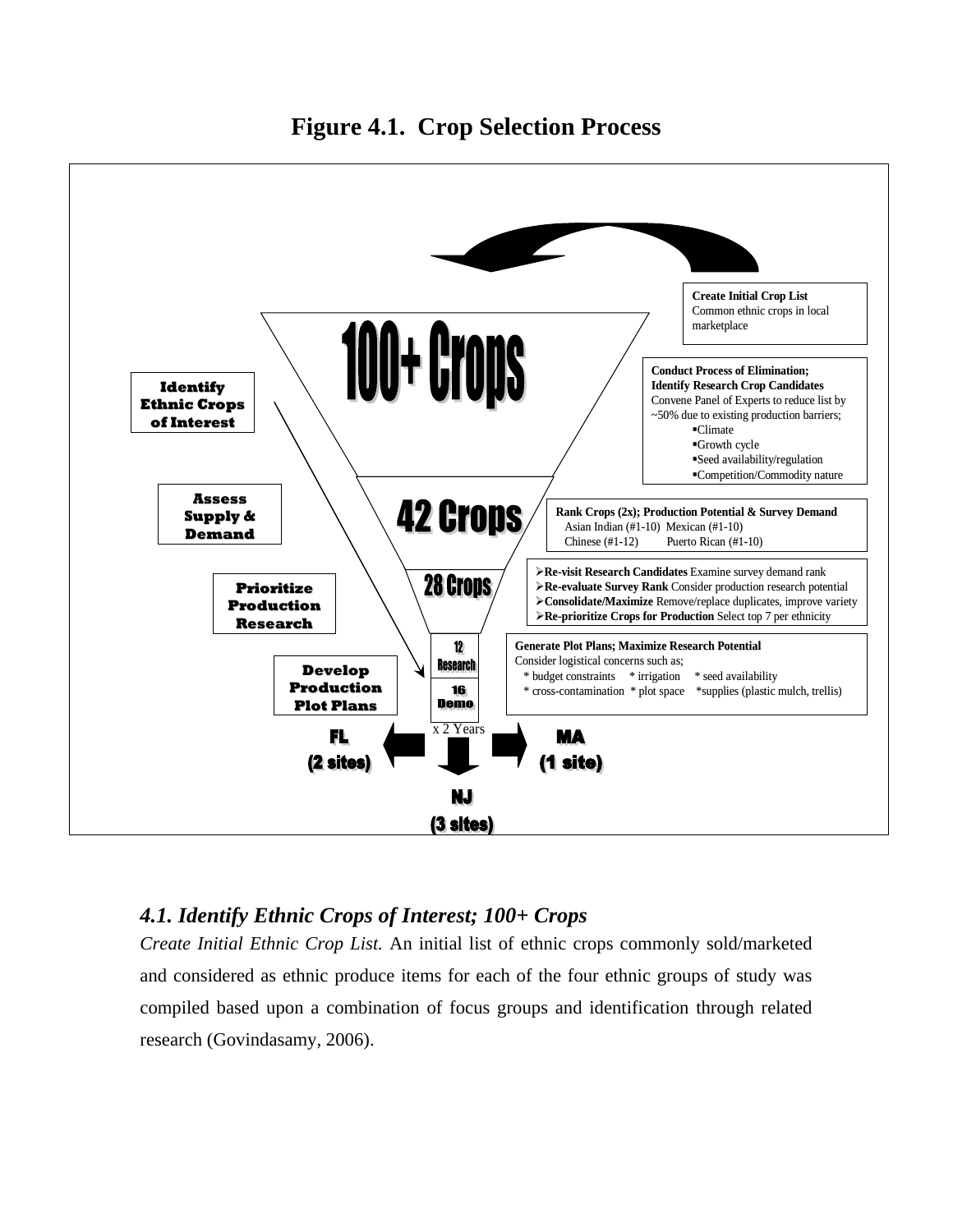**Figure 4.1. Crop Selection Process**

**Create Initial Crop List**
Common ethnic crops in local marketplace

**Identify Ethnic Crops of Interest**

**100+ Crops**

**Conduct Process of Elimination; Identify Research Crop Candidates**
Convene Panel of Experts to reduce list by ~50% due to existing production barriers;

- Climate
- Growth cycle
- Seed availability/regulation
- Competition/Commodity nature

**Assess Supply & Demand**

**42 Crops**

**Rank Crops (2x); Production Potential & Survey Demand**
Asian Indian (#1-10) Mexican (#1-10)
Chinese (#1-12) Puerto Rican (#1-10)

**Prioritize Production Research**

**28 Crops**

- **Re-visit Research Candidates** Examine survey demand rank
- **Re-evaluate Survey Rank** Consider production research potential
- **Consolidate/Maximize** Remove/replace duplicates, improve variety
- **Re-prioritize Crops for Production** Select top 7 per ethnicity

**Develop Production Plot Plans**

**12 Research**

**16 Demo**

**Generate Plot Plans; Maximize Research Potential**
Consider logistical concerns such as;
* budget constraints * irrigation * seed availability
* cross-contamination * plot space *supplies (plastic mulch, trellis)

x 2 Years

**FL (2 sites)**

**NJ (3 sites)**

**MA (1 site)**

### *4.1. Identify Ethnic Crops of Interest; 100+ Crops*

*Create Initial Ethnic Crop List.* An initial list of ethnic crops commonly sold/marketed and considered as ethnic produce items for each of the four ethnic groups of study was compiled based upon a combination of focus groups and identification through related research (Govindasamy, 2006).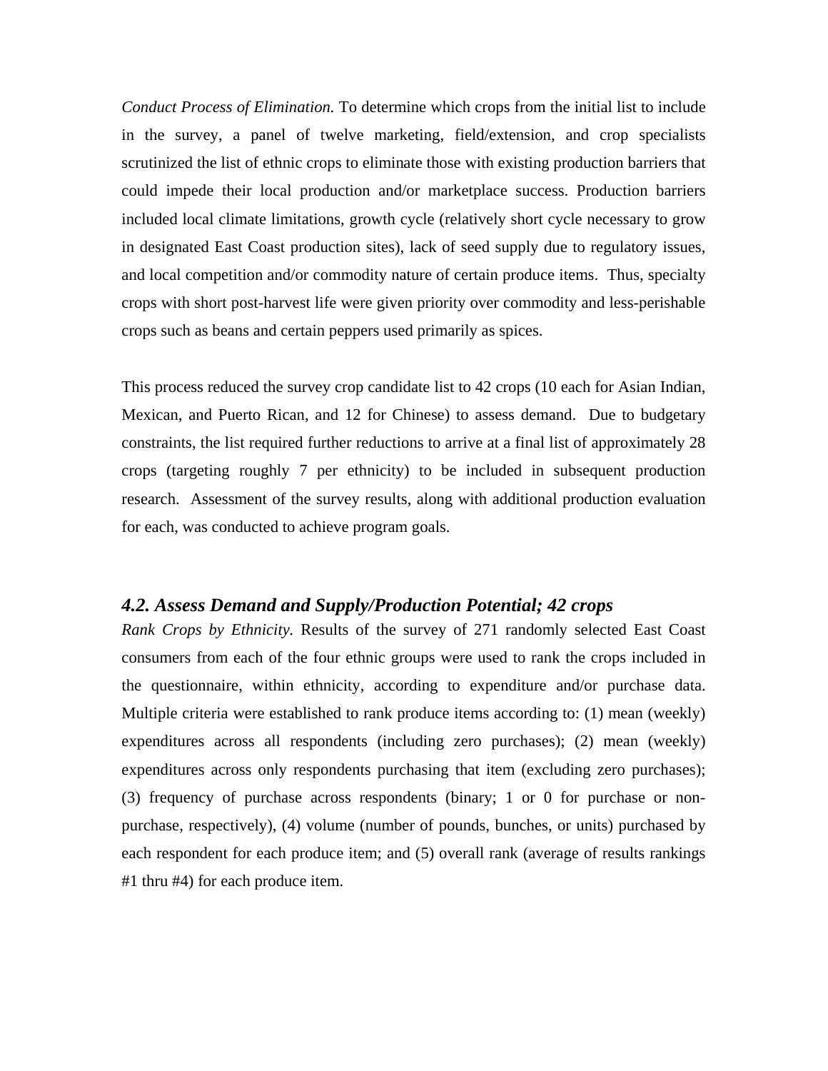*Conduct Process of Elimination.* To determine which crops from the initial list to include in the survey, a panel of twelve marketing, field/extension, and crop specialists scrutinized the list of ethnic crops to eliminate those with existing production barriers that could impede their local production and/or marketplace success. Production barriers included local climate limitations, growth cycle (relatively short cycle necessary to grow in designated East Coast production sites), lack of seed supply due to regulatory issues, and local competition and/or commodity nature of certain produce items. Thus, specialty crops with short post-harvest life were given priority over commodity and less-perishable crops such as beans and certain peppers used primarily as spices.

This process reduced the survey crop candidate list to 42 crops (10 each for Asian Indian, Mexican, and Puerto Rican, and 12 for Chinese) to assess demand. Due to budgetary constraints, the list required further reductions to arrive at a final list of approximately 28 crops (targeting roughly 7 per ethnicity) to be included in subsequent production research. Assessment of the survey results, along with additional production evaluation for each, was conducted to achieve program goals.

### *4.2. Assess Demand and Supply/Production Potential; 42 crops*

*Rank Crops by Ethnicity.* Results of the survey of 271 randomly selected East Coast consumers from each of the four ethnic groups were used to rank the crops included in the questionnaire, within ethnicity, according to expenditure and/or purchase data. Multiple criteria were established to rank produce items according to: (1) mean (weekly) expenditures across all respondents (including zero purchases); (2) mean (weekly) expenditures across only respondents purchasing that item (excluding zero purchases); (3) frequency of purchase across respondents (binary; 1 or 0 for purchase or non-purchase, respectively), (4) volume (number of pounds, bunches, or units) purchased by each respondent for each produce item; and (5) overall rank (average of results rankings #1 thru #4) for each produce item.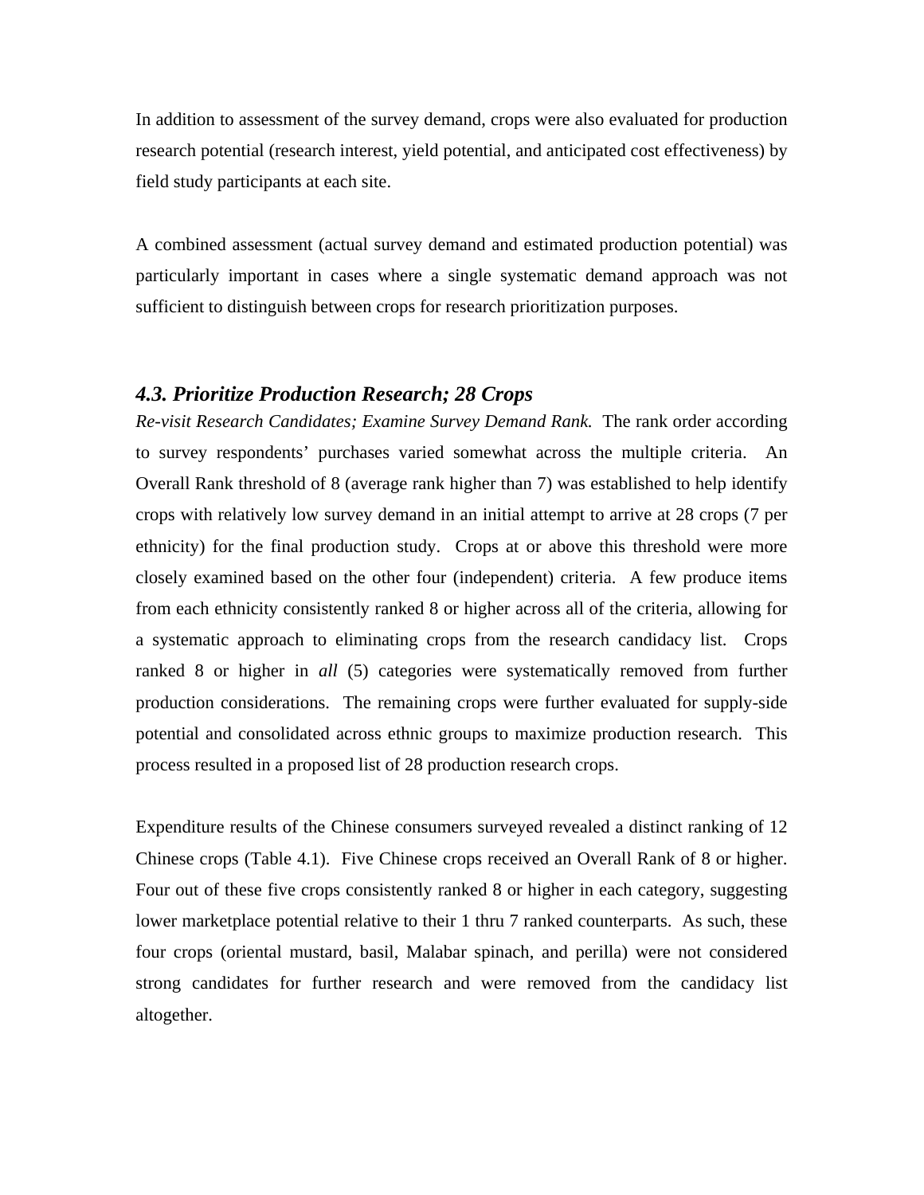In addition to assessment of the survey demand, crops were also evaluated for production research potential (research interest, yield potential, and anticipated cost effectiveness) by field study participants at each site.

A combined assessment (actual survey demand and estimated production potential) was particularly important in cases where a single systematic demand approach was not sufficient to distinguish between crops for research prioritization purposes.

### *4.3. Prioritize Production Research; 28 Crops*

*Re-visit Research Candidates; Examine Survey Demand Rank.* The rank order according to survey respondents' purchases varied somewhat across the multiple criteria. An Overall Rank threshold of 8 (average rank higher than 7) was established to help identify crops with relatively low survey demand in an initial attempt to arrive at 28 crops (7 per ethnicity) for the final production study. Crops at or above this threshold were more closely examined based on the other four (independent) criteria. A few produce items from each ethnicity consistently ranked 8 or higher across all of the criteria, allowing for a systematic approach to eliminating crops from the research candidacy list. Crops ranked 8 or higher in *all* (5) categories were systematically removed from further production considerations. The remaining crops were further evaluated for supply-side potential and consolidated across ethnic groups to maximize production research. This process resulted in a proposed list of 28 production research crops.

Expenditure results of the Chinese consumers surveyed revealed a distinct ranking of 12 Chinese crops (Table 4.1). Five Chinese crops received an Overall Rank of 8 or higher. Four out of these five crops consistently ranked 8 or higher in each category, suggesting lower marketplace potential relative to their 1 thru 7 ranked counterparts. As such, these four crops (oriental mustard, basil, Malabar spinach, and perilla) were not considered strong candidates for further research and were removed from the candidacy list altogether.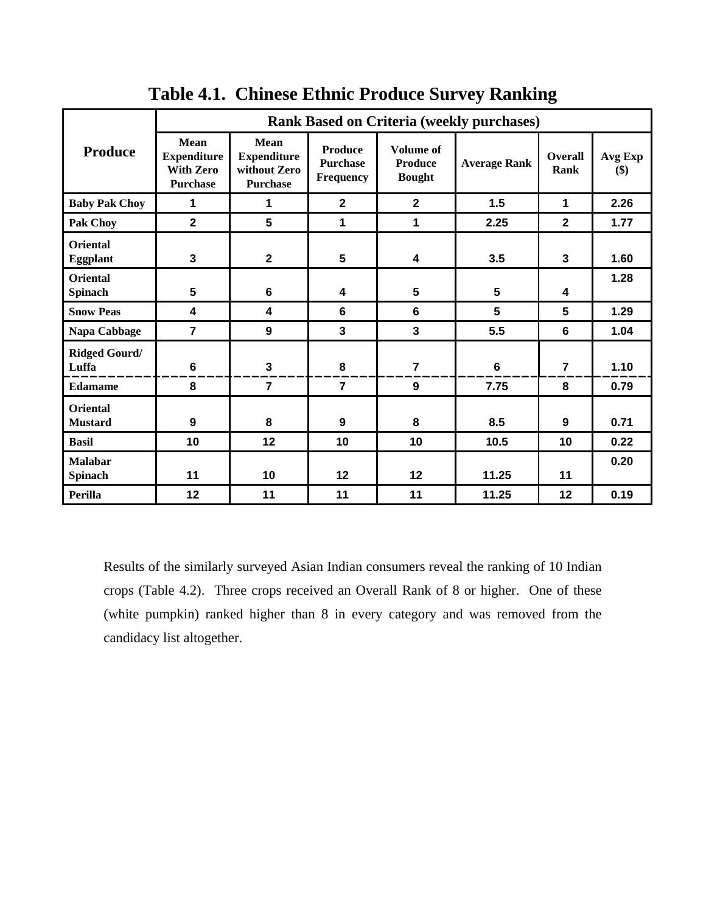**Table 4.1. Chinese Ethnic Produce Survey Ranking**

| Produce | Rank Based on Criteria (weekly purchases) | | | | | | |
|---|---|---|---|---|---|---|---|
| | Mean Expenditure With Zero Purchase | Mean Expenditure without Zero Purchase | Produce Purchase Frequency | Volume of Produce Bought | Average Rank | Overall Rank | Avg Exp ($) |
| Baby Pak Choy | 1 | 1 | 2 | 2 | 1.5 | 1 | 2.26 |
| Pak Choy | 2 | 5 | 1 | 1 | 2.25 | 2 | 1.77 |
| Oriental Eggplant | 3 | 2 | 5 | 4 | 3.5 | 3 | 1.60 |
| Oriental Spinach | 5 | 6 | 4 | 5 | 5 | 4 | 1.28 |
| Snow Peas | 4 | 4 | 6 | 6 | 5 | 5 | 1.29 |
| Napa Cabbage | 7 | 9 | 3 | 3 | 5.5 | 6 | 1.04 |
| Ridged Gourd/ Luffa | 6 | 3 | 8 | 7 | 6 | 7 | 1.10 |
| Edamame | 8 | 7 | 7 | 9 | 7.75 | 8 | 0.79 |
| Oriental Mustard | 9 | 8 | 9 | 8 | 8.5 | 9 | 0.71 |
| Basil | 10 | 12 | 10 | 10 | 10.5 | 10 | 0.22 |
| Malabar Spinach | 11 | 10 | 12 | 12 | 11.25 | 11 | 0.20 |
| Perilla | 12 | 11 | 11 | 11 | 11.25 | 12 | 0.19 |

Results of the similarly surveyed Asian Indian consumers reveal the ranking of 10 Indian crops (Table 4.2). Three crops received an Overall Rank of 8 or higher. One of these (white pumpkin) ranked higher than 8 in every category and was removed from the candidacy list altogether.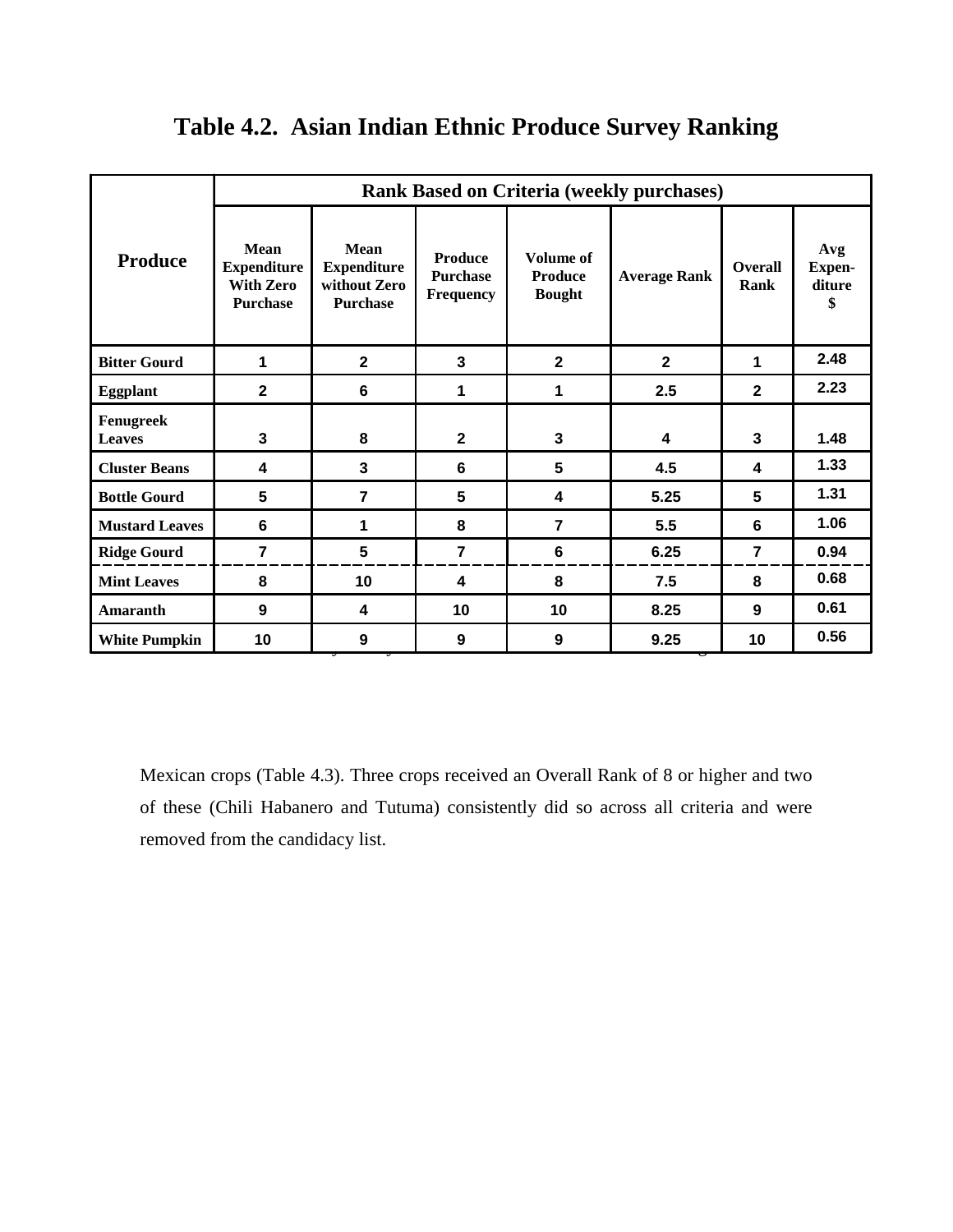# Table 4.2. Asian Indian Ethnic Produce Survey Ranking

| Produce | Rank Based on Criteria (weekly purchases) | | | | | | |
|---|---|---|---|---|---|---|---|
| | Mean Expenditure With Zero Purchase | Mean Expenditure without Zero Purchase | Produce Purchase Frequency | Volume of Produce Bought | Average Rank | Overall Rank | Avg Expen-diture $ |
| **Bitter Gourd** | 1 | 2 | 3 | 2 | 2 | 1 | 2.48 |
| **Eggplant** | 2 | 6 | 1 | 1 | 2.5 | 2 | 2.23 |
| **Fenugreek Leaves** | 3 | 8 | 2 | 3 | 4 | 3 | 1.48 |
| **Cluster Beans** | 4 | 3 | 6 | 5 | 4.5 | 4 | 1.33 |
| **Bottle Gourd** | 5 | 7 | 5 | 4 | 5.25 | 5 | 1.31 |
| **Mustard Leaves** | 6 | 1 | 8 | 7 | 5.5 | 6 | 1.06 |
| **Ridge Gourd** | 7 | 5 | 7 | 6 | 6.25 | 7 | 0.94 |
| **Mint Leaves** | 8 | 10 | 4 | 8 | 7.5 | 8 | 0.68 |
| **Amaranth** | 9 | 4 | 10 | 10 | 8.25 | 9 | 0.61 |
| **White Pumpkin** | 10 | 9 | 9 | 9 | 9.25 | 10 | 0.56 |

Mexican crops (Table 4.3). Three crops received an Overall Rank of 8 or higher and two of these (Chili Habanero and Tutuma) consistently did so across all criteria and were removed from the candidacy list.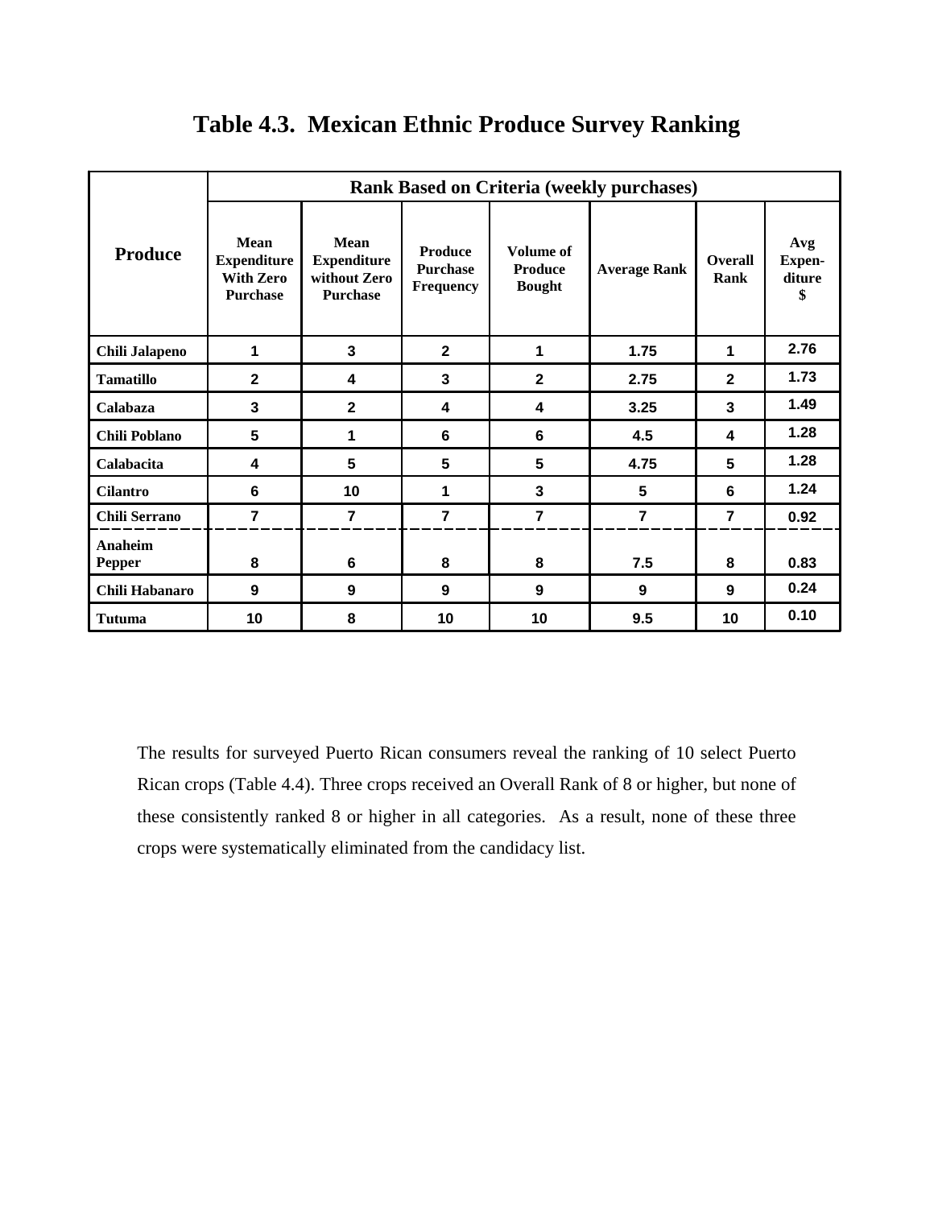# Table 4.3. Mexican Ethnic Produce Survey Ranking

| Produce | Rank Based on Criteria (weekly purchases) | | | | | | |
|---|---|---|---|---|---|---|---|
| | Mean Expenditure With Zero Purchase | Mean Expenditure without Zero Purchase | Produce Purchase Frequency | Volume of Produce Bought | Average Rank | Overall Rank | Avg Expen-diture $ |
| Chili Jalapeno | 1 | 3 | 2 | 1 | 1.75 | 1 | 2.76 |
| Tamatillo | 2 | 4 | 3 | 2 | 2.75 | 2 | 1.73 |
| Calabaza | 3 | 2 | 4 | 4 | 3.25 | 3 | 1.49 |
| Chili Poblano | 5 | 1 | 6 | 6 | 4.5 | 4 | 1.28 |
| Calabacita | 4 | 5 | 5 | 5 | 4.75 | 5 | 1.28 |
| Cilantro | 6 | 10 | 1 | 3 | 5 | 6 | 1.24 |
| Chili Serrano | 7 | 7 | 7 | 7 | 7 | 7 | 0.92 |
| Anaheim Pepper | 8 | 6 | 8 | 8 | 7.5 | 8 | 0.83 |
| Chili Habanaro | 9 | 9 | 9 | 9 | 9 | 9 | 0.24 |
| Tutuma | 10 | 8 | 10 | 10 | 9.5 | 10 | 0.10 |

The results for surveyed Puerto Rican consumers reveal the ranking of 10 select Puerto Rican crops (Table 4.4). Three crops received an Overall Rank of 8 or higher, but none of these consistently ranked 8 or higher in all categories. As a result, none of these three crops were systematically eliminated from the candidacy list.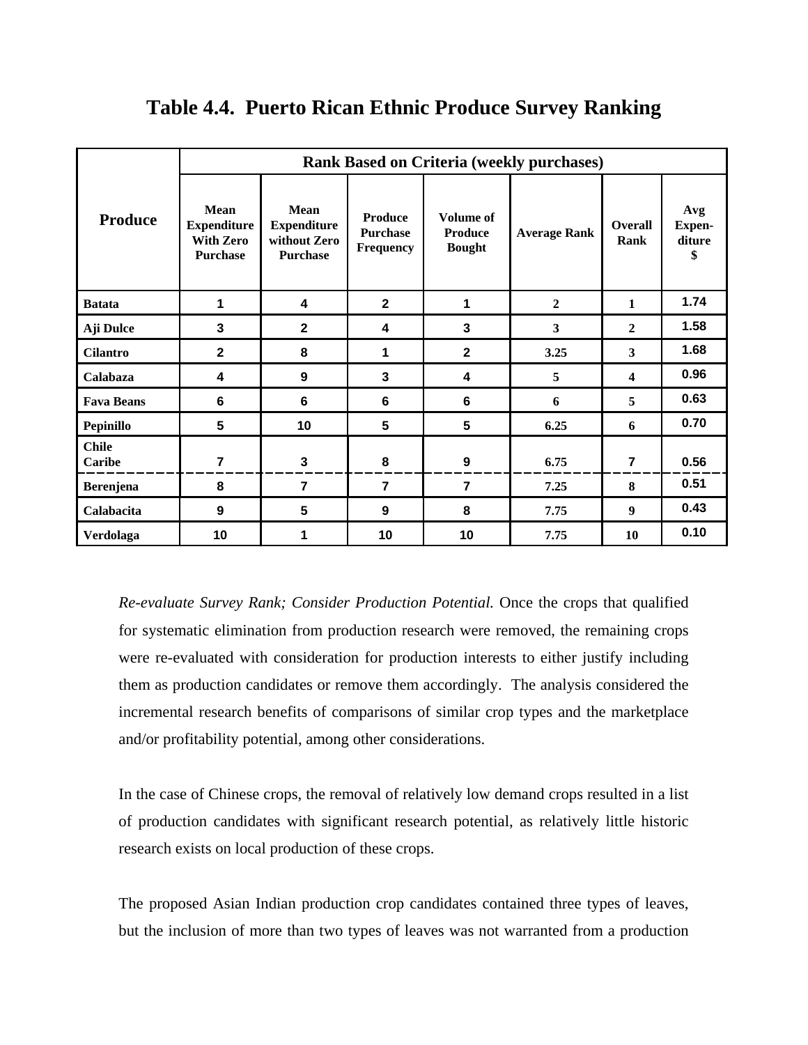# Table 4.4. Puerto Rican Ethnic Produce Survey Ranking

| Produce | Rank Based on Criteria (weekly purchases) | | | | | | |
|---|---|---|---|---|---|---|---|
| | Mean Expenditure With Zero Purchase | Mean Expenditure without Zero Purchase | Produce Purchase Frequency | Volume of Produce Bought | Average Rank | Overall Rank | Avg Expen-diture $ |
| Batata | 1 | 4 | 2 | 1 | 2 | 1 | 1.74 |
| Aji Dulce | 3 | 2 | 4 | 3 | 3 | 2 | 1.58 |
| Cilantro | 2 | 8 | 1 | 2 | 3.25 | 3 | 1.68 |
| Calabaza | 4 | 9 | 3 | 4 | 5 | 4 | 0.96 |
| Fava Beans | 6 | 6 | 6 | 6 | 6 | 5 | 0.63 |
| Pepinillo | 5 | 10 | 5 | 5 | 6.25 | 6 | 0.70 |
| Chile Caribe | 7 | 3 | 8 | 9 | 6.75 | 7 | 0.56 |
| Berenjena | 8 | 7 | 7 | 7 | 7.25 | 8 | 0.51 |
| Calabacita | 9 | 5 | 9 | 8 | 7.75 | 9 | 0.43 |
| Verdolaga | 10 | 1 | 10 | 10 | 7.75 | 10 | 0.10 |

*Re-evaluate Survey Rank; Consider Production Potential.* Once the crops that qualified for systematic elimination from production research were removed, the remaining crops were re-evaluated with consideration for production interests to either justify including them as production candidates or remove them accordingly. The analysis considered the incremental research benefits of comparisons of similar crop types and the marketplace and/or profitability potential, among other considerations.

In the case of Chinese crops, the removal of relatively low demand crops resulted in a list of production candidates with significant research potential, as relatively little historic research exists on local production of these crops.

The proposed Asian Indian production crop candidates contained three types of leaves, but the inclusion of more than two types of leaves was not warranted from a production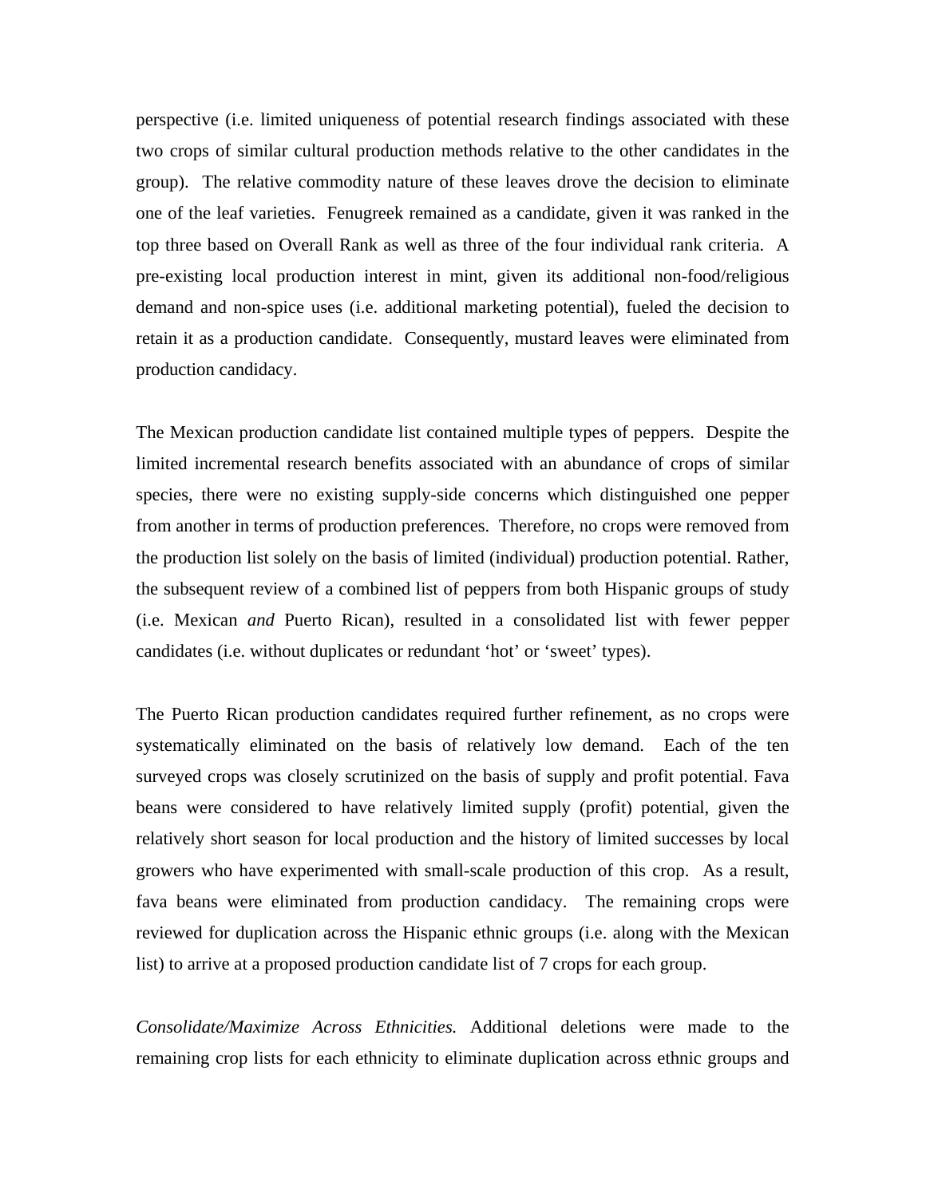perspective (i.e. limited uniqueness of potential research findings associated with these two crops of similar cultural production methods relative to the other candidates in the group). The relative commodity nature of these leaves drove the decision to eliminate one of the leaf varieties. Fenugreek remained as a candidate, given it was ranked in the top three based on Overall Rank as well as three of the four individual rank criteria. A pre-existing local production interest in mint, given its additional non-food/religious demand and non-spice uses (i.e. additional marketing potential), fueled the decision to retain it as a production candidate. Consequently, mustard leaves were eliminated from production candidacy.

The Mexican production candidate list contained multiple types of peppers. Despite the limited incremental research benefits associated with an abundance of crops of similar species, there were no existing supply-side concerns which distinguished one pepper from another in terms of production preferences. Therefore, no crops were removed from the production list solely on the basis of limited (individual) production potential. Rather, the subsequent review of a combined list of peppers from both Hispanic groups of study (i.e. Mexican *and* Puerto Rican), resulted in a consolidated list with fewer pepper candidates (i.e. without duplicates or redundant 'hot' or 'sweet' types).

The Puerto Rican production candidates required further refinement, as no crops were systematically eliminated on the basis of relatively low demand. Each of the ten surveyed crops was closely scrutinized on the basis of supply and profit potential. Fava beans were considered to have relatively limited supply (profit) potential, given the relatively short season for local production and the history of limited successes by local growers who have experimented with small-scale production of this crop. As a result, fava beans were eliminated from production candidacy. The remaining crops were reviewed for duplication across the Hispanic ethnic groups (i.e. along with the Mexican list) to arrive at a proposed production candidate list of 7 crops for each group.

*Consolidate/Maximize Across Ethnicities.* Additional deletions were made to the remaining crop lists for each ethnicity to eliminate duplication across ethnic groups and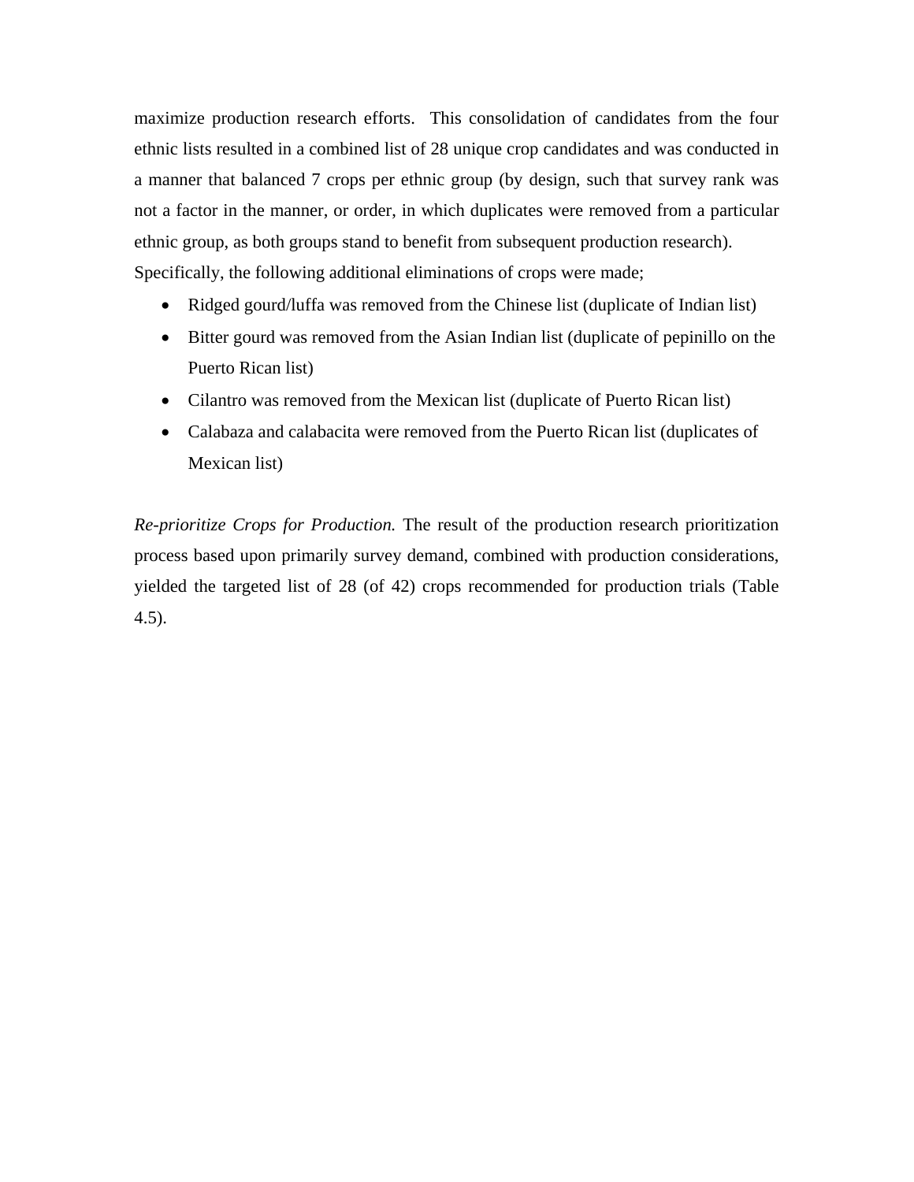maximize production research efforts. This consolidation of candidates from the four ethnic lists resulted in a combined list of 28 unique crop candidates and was conducted in a manner that balanced 7 crops per ethnic group (by design, such that survey rank was not a factor in the manner, or order, in which duplicates were removed from a particular ethnic group, as both groups stand to benefit from subsequent production research). Specifically, the following additional eliminations of crops were made;

- Ridged gourd/luffa was removed from the Chinese list (duplicate of Indian list)
- Bitter gourd was removed from the Asian Indian list (duplicate of pepinillo on the Puerto Rican list)
- Cilantro was removed from the Mexican list (duplicate of Puerto Rican list)
- Calabaza and calabacita were removed from the Puerto Rican list (duplicates of Mexican list)

*Re-prioritize Crops for Production.* The result of the production research prioritization process based upon primarily survey demand, combined with production considerations, yielded the targeted list of 28 (of 42) crops recommended for production trials (Table 4.5).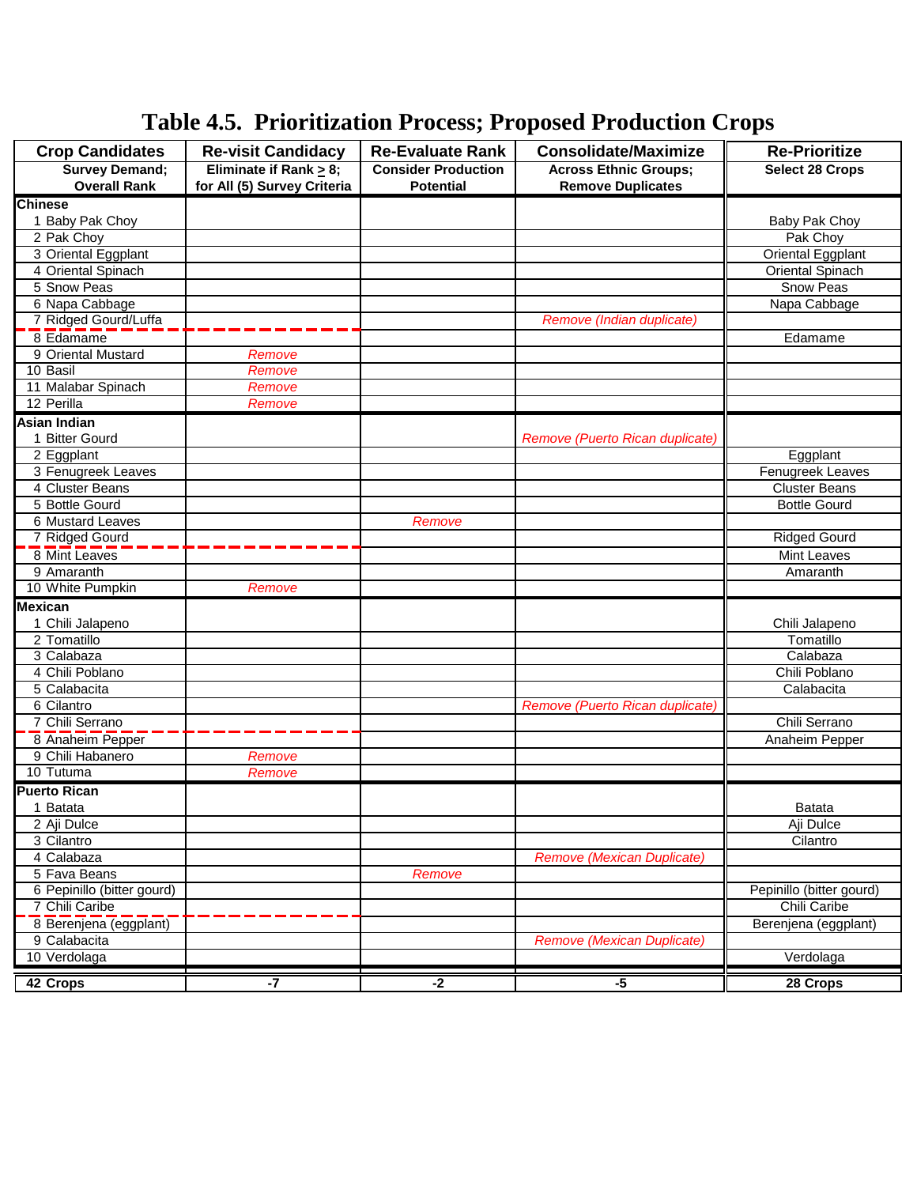# Table 4.5. Prioritization Process; Proposed Production Crops

| Crop Candidates | Re-visit Candidacy | Re-Evaluate Rank | Consolidate/Maximize | Re-Prioritize |
|---|---|---|---|---|
| **Survey Demand; Overall Rank** | **Eliminate if Rank ≥ 8; for All (5) Survey Criteria** | **Consider Production Potential** | **Across Ethnic Groups; Remove Duplicates** | **Select 28 Crops** |
| **Chinese** | | | | |
| 1 Baby Pak Choy | | | | Baby Pak Choy |
| 2 Pak Choy | | | | Pak Choy |
| 3 Oriental Eggplant | | | | Oriental Eggplant |
| 4 Oriental Spinach | | | | Oriental Spinach |
| 5 Snow Peas | | | | Snow Peas |
| 6 Napa Cabbage | | | | Napa Cabbage |
| 7 Ridged Gourd/Luffa | | | *Remove (Indian duplicate)* | |
| 8 Edamame | | | | Edamame |
| 9 Oriental Mustard | *Remove* | | | |
| 10 Basil | *Remove* | | | |
| 11 Malabar Spinach | *Remove* | | | |
| 12 Perilla | *Remove* | | | |
| **Asian Indian** | | | | |
| 1 Bitter Gourd | | | *Remove (Puerto Rican duplicate)* | |
| 2 Eggplant | | | | Eggplant |
| 3 Fenugreek Leaves | | | | Fenugreek Leaves |
| 4 Cluster Beans | | | | Cluster Beans |
| 5 Bottle Gourd | | | | Bottle Gourd |
| 6 Mustard Leaves | | *Remove* | | |
| 7 Ridged Gourd | | | | Ridged Gourd |
| 8 Mint Leaves | | | | Mint Leaves |
| 9 Amaranth | | | | Amaranth |
| 10 White Pumpkin | *Remove* | | | |
| **Mexican** | | | | |
| 1 Chili Jalapeno | | | | Chili Jalapeno |
| 2 Tomatillo | | | | Tomatillo |
| 3 Calabaza | | | | Calabaza |
| 4 Chili Poblano | | | | Chili Poblano |
| 5 Calabacita | | | | Calabacita |
| 6 Cilantro | | | *Remove (Puerto Rican duplicate)* | |
| 7 Chili Serrano | | | | Chili Serrano |
| 8 Anaheim Pepper | | | | Anaheim Pepper |
| 9 Chili Habanero | *Remove* | | | |
| 10 Tutuma | *Remove* | | | |
| **Puerto Rican** | | | | |
| 1 Batata | | | | Batata |
| 2 Aji Dulce | | | | Aji Dulce |
| 3 Cilantro | | | | Cilantro |
| 4 Calabaza | | | *Remove (Mexican Duplicate)* | |
| 5 Fava Beans | | *Remove* | | |
| 6 Pepinillo (bitter gourd) | | | | Pepinillo (bitter gourd) |
| 7 Chili Caribe | | | | Chili Caribe |
| 8 Berenjena (eggplant) | | | | Berenjena (eggplant) |
| 9 Calabacita | | | *Remove (Mexican Duplicate)* | |
| 10 Verdolaga | | | | Verdolaga |
| **42 Crops** | **-7** | **-2** | **-5** | **28 Crops** |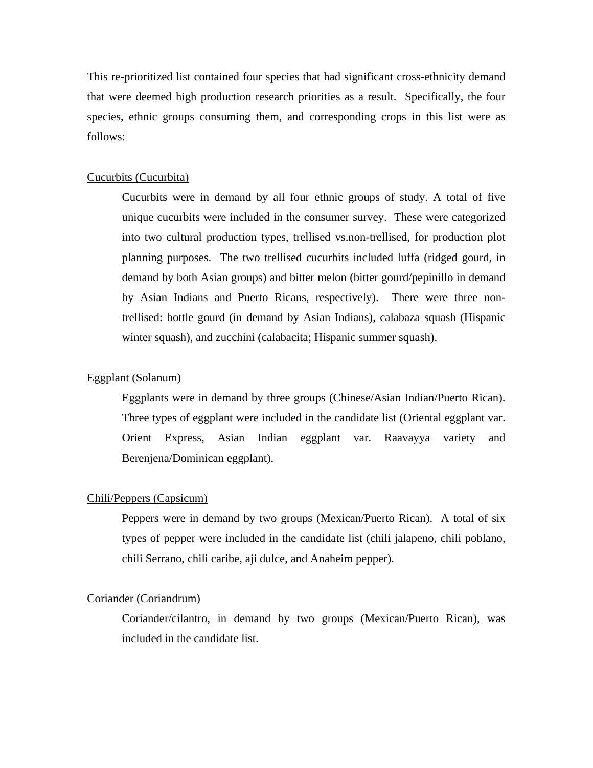This re-prioritized list contained four species that had significant cross-ethnicity demand that were deemed high production research priorities as a result. Specifically, the four species, ethnic groups consuming them, and corresponding crops in this list were as follows:

<u>Cucurbits (Cucurbita)</u>

Cucurbits were in demand by all four ethnic groups of study. A total of five unique cucurbits were included in the consumer survey. These were categorized into two cultural production types, trellised vs.non-trellised, for production plot planning purposes. The two trellised cucurbits included luffa (ridged gourd, in demand by both Asian groups) and bitter melon (bitter gourd/pepinillo in demand by Asian Indians and Puerto Ricans, respectively). There were three non-trellised: bottle gourd (in demand by Asian Indians), calabaza squash (Hispanic winter squash), and zucchini (calabacita; Hispanic summer squash).

<u>Eggplant (Solanum)</u>

Eggplants were in demand by three groups (Chinese/Asian Indian/Puerto Rican). Three types of eggplant were included in the candidate list (Oriental eggplant var. Orient Express, Asian Indian eggplant var. Raavayya variety and Berenjena/Dominican eggplant).

<u>Chili/Peppers (Capsicum)</u>

Peppers were in demand by two groups (Mexican/Puerto Rican). A total of six types of pepper were included in the candidate list (chili jalapeno, chili poblano, chili Serrano, chili caribe, aji dulce, and Anaheim pepper).

<u>Coriander (Coriandrum)</u>

Coriander/cilantro, in demand by two groups (Mexican/Puerto Rican), was included in the candidate list.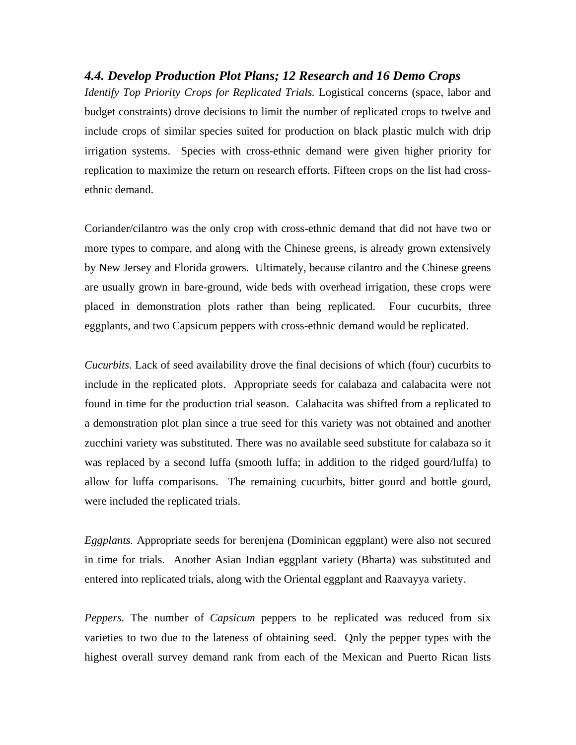### *4.4. Develop Production Plot Plans; 12 Research and 16 Demo Crops*

*Identify Top Priority Crops for Replicated Trials.* Logistical concerns (space, labor and budget constraints) drove decisions to limit the number of replicated crops to twelve and include crops of similar species suited for production on black plastic mulch with drip irrigation systems. Species with cross-ethnic demand were given higher priority for replication to maximize the return on research efforts. Fifteen crops on the list had cross-ethnic demand.

Coriander/cilantro was the only crop with cross-ethnic demand that did not have two or more types to compare, and along with the Chinese greens, is already grown extensively by New Jersey and Florida growers. Ultimately, because cilantro and the Chinese greens are usually grown in bare-ground, wide beds with overhead irrigation, these crops were placed in demonstration plots rather than being replicated. Four cucurbits, three eggplants, and two Capsicum peppers with cross-ethnic demand would be replicated.

*Cucurbits.* Lack of seed availability drove the final decisions of which (four) cucurbits to include in the replicated plots. Appropriate seeds for calabaza and calabacita were not found in time for the production trial season. Calabacita was shifted from a replicated to a demonstration plot plan since a true seed for this variety was not obtained and another zucchini variety was substituted. There was no available seed substitute for calabaza so it was replaced by a second luffa (smooth luffa; in addition to the ridged gourd/luffa) to allow for luffa comparisons. The remaining cucurbits, bitter gourd and bottle gourd, were included the replicated trials.

*Eggplants.* Appropriate seeds for berenjena (Dominican eggplant) were also not secured in time for trials. Another Asian Indian eggplant variety (Bharta) was substituted and entered into replicated trials, along with the Oriental eggplant and Raavayya variety.

*Peppers.* The number of *Capsicum* peppers to be replicated was reduced from six varieties to two due to the lateness of obtaining seed. Qnly the pepper types with the highest overall survey demand rank from each of the Mexican and Puerto Rican lists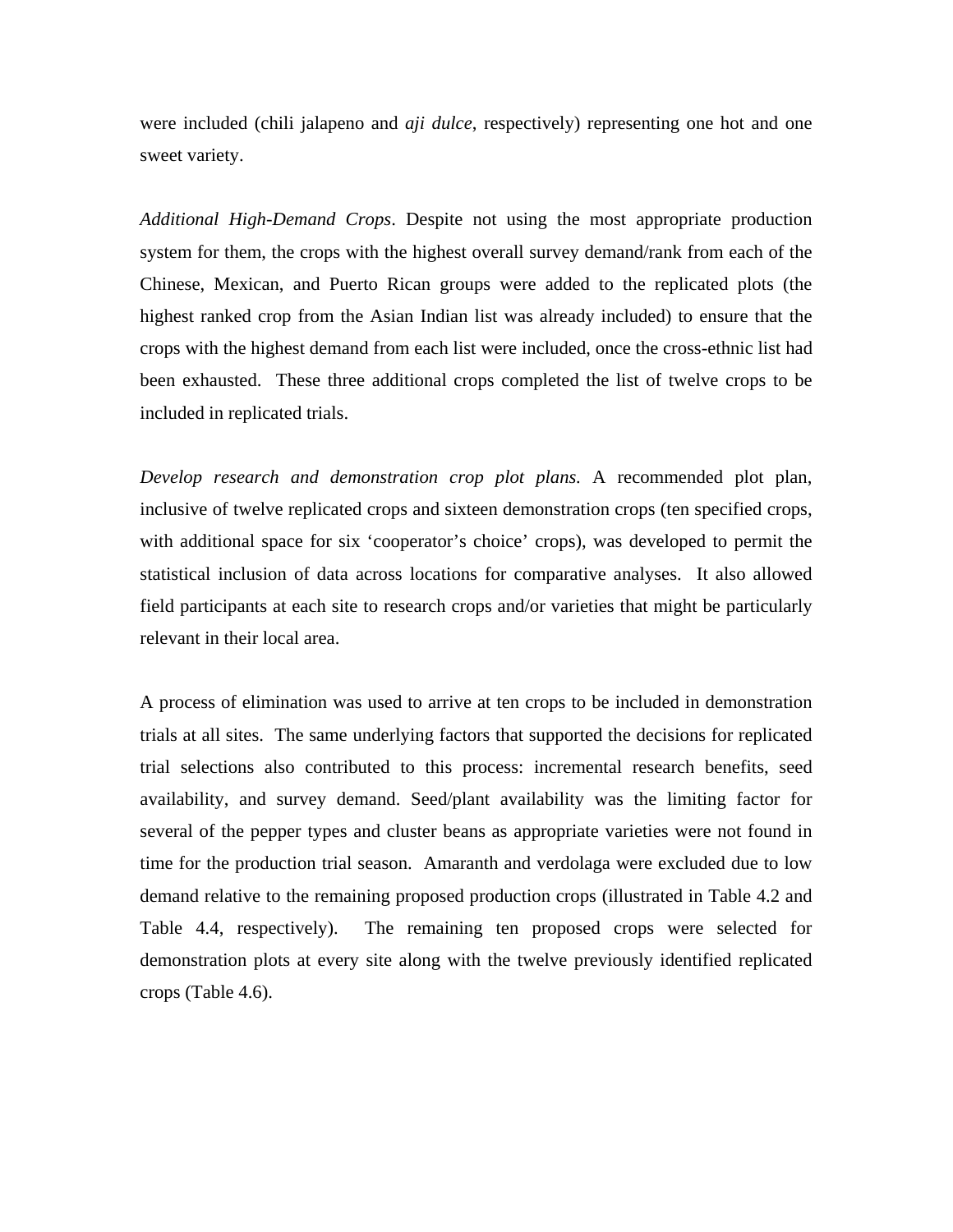were included (chili jalapeno and *aji dulce*, respectively) representing one hot and one sweet variety.

*Additional High-Demand Crops*. Despite not using the most appropriate production system for them, the crops with the highest overall survey demand/rank from each of the Chinese, Mexican, and Puerto Rican groups were added to the replicated plots (the highest ranked crop from the Asian Indian list was already included) to ensure that the crops with the highest demand from each list were included, once the cross-ethnic list had been exhausted. These three additional crops completed the list of twelve crops to be included in replicated trials.

*Develop research and demonstration crop plot plans.* A recommended plot plan, inclusive of twelve replicated crops and sixteen demonstration crops (ten specified crops, with additional space for six 'cooperator's choice' crops), was developed to permit the statistical inclusion of data across locations for comparative analyses. It also allowed field participants at each site to research crops and/or varieties that might be particularly relevant in their local area.

A process of elimination was used to arrive at ten crops to be included in demonstration trials at all sites. The same underlying factors that supported the decisions for replicated trial selections also contributed to this process: incremental research benefits, seed availability, and survey demand. Seed/plant availability was the limiting factor for several of the pepper types and cluster beans as appropriate varieties were not found in time for the production trial season. Amaranth and verdolaga were excluded due to low demand relative to the remaining proposed production crops (illustrated in Table 4.2 and Table 4.4, respectively). The remaining ten proposed crops were selected for demonstration plots at every site along with the twelve previously identified replicated crops (Table 4.6).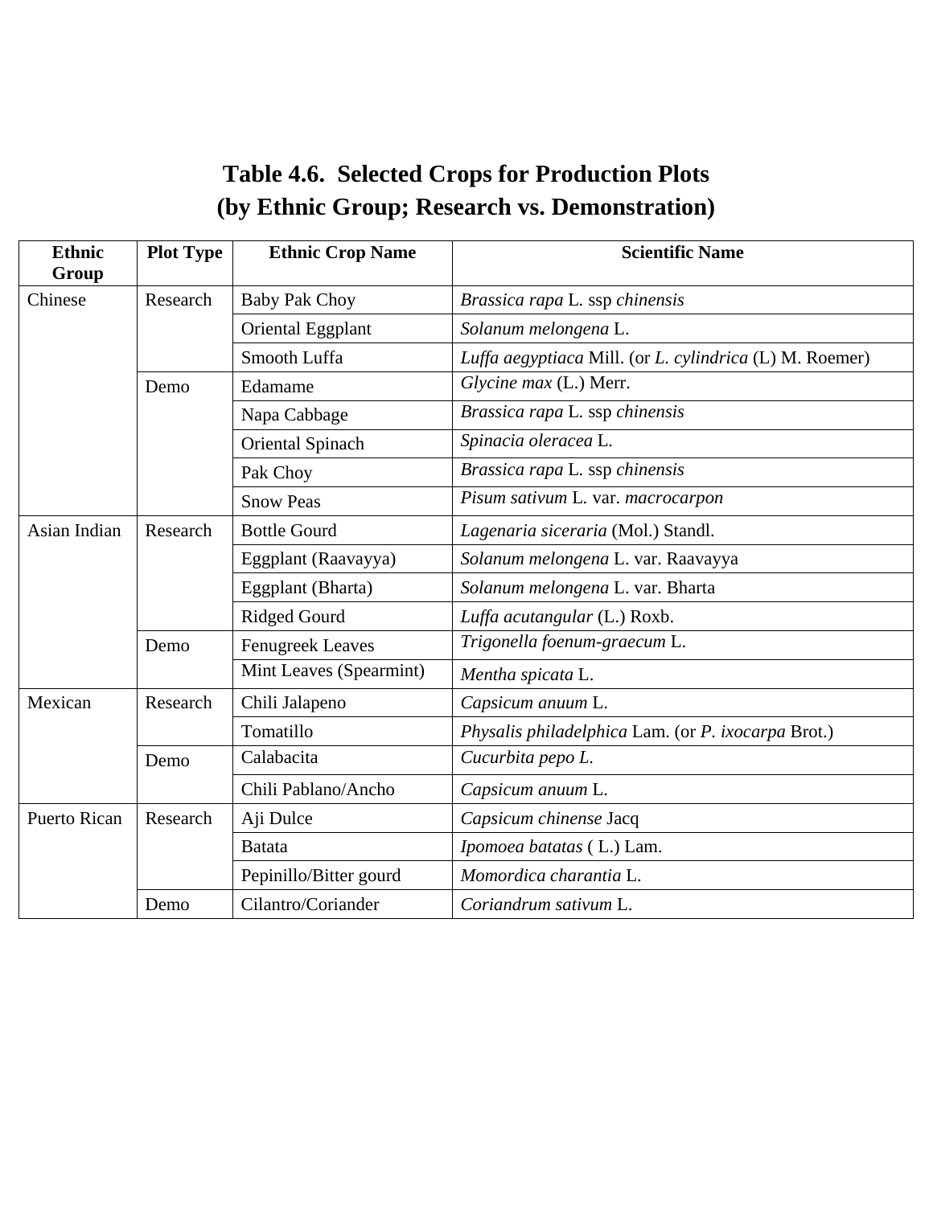## Table 4.6. Selected Crops for Production Plots (by Ethnic Group; Research vs. Demonstration)

| Ethnic Group | Plot Type | Ethnic Crop Name | Scientific Name |
|---|---|---|---|
| Chinese | Research | Baby Pak Choy | *Brassica rapa* L. ssp *chinensis* |
| | | Oriental Eggplant | *Solanum melongena* L. |
| | | Smooth Luffa | *Luffa aegyptiaca* Mill. (or *L. cylindrica* (L) M. Roemer) |
| | Demo | Edamame | *Glycine max* (L.) Merr. |
| | | Napa Cabbage | *Brassica rapa* L. ssp *chinensis* |
| | | Oriental Spinach | *Spinacia oleracea* L. |
| | | Pak Choy | *Brassica rapa* L. ssp *chinensis* |
| | | Snow Peas | *Pisum sativum* L. var. *macrocarpon* |
| Asian Indian | Research | Bottle Gourd | *Lagenaria siceraria* (Mol.) Standl. |
| | | Eggplant (Raavayya) | *Solanum melongena* L. var. Raavayya |
| | | Eggplant (Bharta) | *Solanum melongena* L. var. Bharta |
| | | Ridged Gourd | *Luffa acutangular* (L.) Roxb. |
| | Demo | Fenugreek Leaves | *Trigonella foenum-graecum* L. |
| | | Mint Leaves (Spearmint) | *Mentha spicata* L. |
| Mexican | Research | Chili Jalapeno | *Capsicum anuum* L. |
| | | Tomatillo | *Physalis philadelphica* Lam. (or *P. ixocarpa* Brot.) |
| | Demo | Calabacita | *Cucurbita pepo L.* |
| | | Chili Pablano/Ancho | *Capsicum anuum* L. |
| Puerto Rican | Research | Aji Dulce | *Capsicum chinense* Jacq |
| | | Batata | *Ipomoea batatas* ( L.) Lam. |
| | | Pepinillo/Bitter gourd | *Momordica charantia* L. |
| | Demo | Cilantro/Coriander | *Coriandrum sativum* L. |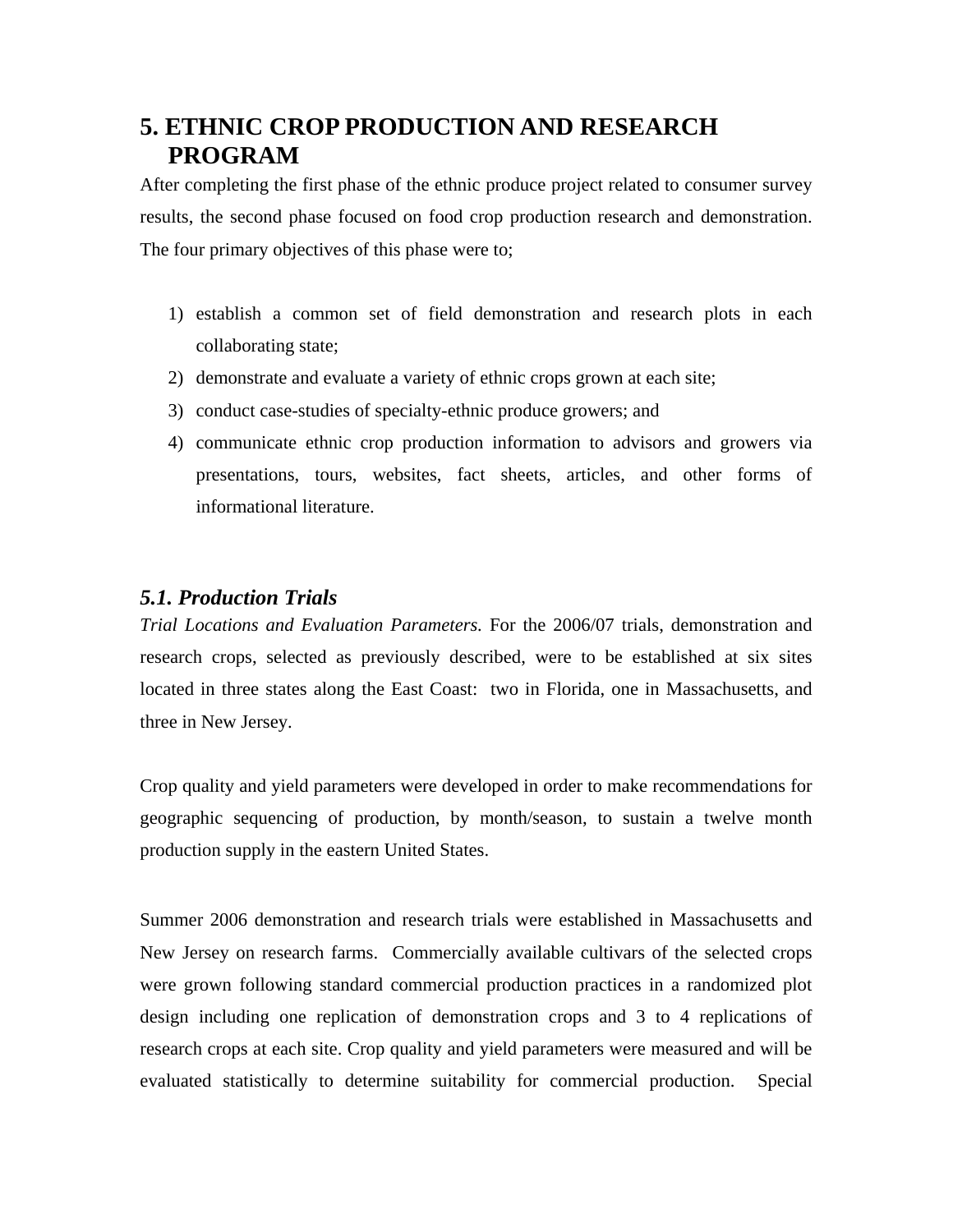# 5. ETHNIC CROP PRODUCTION AND RESEARCH PROGRAM

After completing the first phase of the ethnic produce project related to consumer survey results, the second phase focused on food crop production research and demonstration. The four primary objectives of this phase were to;

1) establish a common set of field demonstration and research plots in each collaborating state;
2) demonstrate and evaluate a variety of ethnic crops grown at each site;
3) conduct case-studies of specialty-ethnic produce growers; and
4) communicate ethnic crop production information to advisors and growers via presentations, tours, websites, fact sheets, articles, and other forms of informational literature.

## *5.1. Production Trials*

*Trial Locations and Evaluation Parameters.* For the 2006/07 trials, demonstration and research crops, selected as previously described, were to be established at six sites located in three states along the East Coast: two in Florida, one in Massachusetts, and three in New Jersey.

Crop quality and yield parameters were developed in order to make recommendations for geographic sequencing of production, by month/season, to sustain a twelve month production supply in the eastern United States.

Summer 2006 demonstration and research trials were established in Massachusetts and New Jersey on research farms. Commercially available cultivars of the selected crops were grown following standard commercial production practices in a randomized plot design including one replication of demonstration crops and 3 to 4 replications of research crops at each site. Crop quality and yield parameters were measured and will be evaluated statistically to determine suitability for commercial production. Special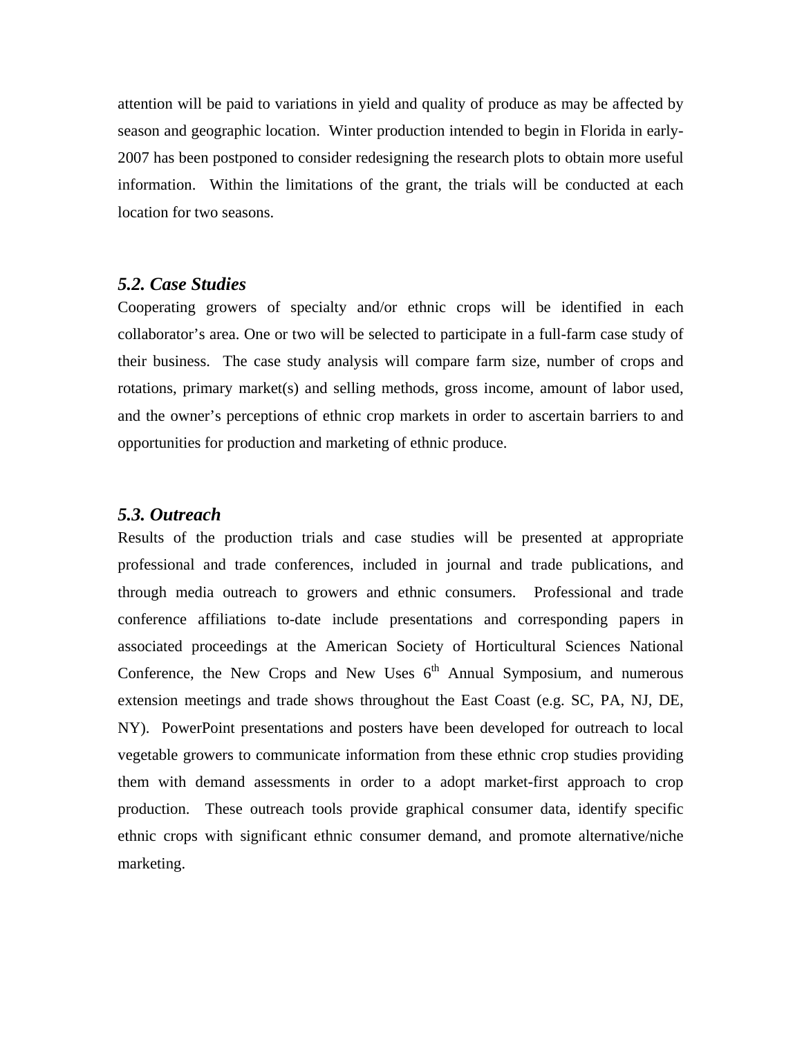attention will be paid to variations in yield and quality of produce as may be affected by season and geographic location. Winter production intended to begin in Florida in early-2007 has been postponed to consider redesigning the research plots to obtain more useful information. Within the limitations of the grant, the trials will be conducted at each location for two seasons.

### *5.2. Case Studies*

Cooperating growers of specialty and/or ethnic crops will be identified in each collaborator's area. One or two will be selected to participate in a full-farm case study of their business. The case study analysis will compare farm size, number of crops and rotations, primary market(s) and selling methods, gross income, amount of labor used, and the owner's perceptions of ethnic crop markets in order to ascertain barriers to and opportunities for production and marketing of ethnic produce.

### *5.3. Outreach*

Results of the production trials and case studies will be presented at appropriate professional and trade conferences, included in journal and trade publications, and through media outreach to growers and ethnic consumers. Professional and trade conference affiliations to-date include presentations and corresponding papers in associated proceedings at the American Society of Horticultural Sciences National Conference, the New Crops and New Uses 6th Annual Symposium, and numerous extension meetings and trade shows throughout the East Coast (e.g. SC, PA, NJ, DE, NY). PowerPoint presentations and posters have been developed for outreach to local vegetable growers to communicate information from these ethnic crop studies providing them with demand assessments in order to a adopt market-first approach to crop production. These outreach tools provide graphical consumer data, identify specific ethnic crops with significant ethnic consumer demand, and promote alternative/niche marketing.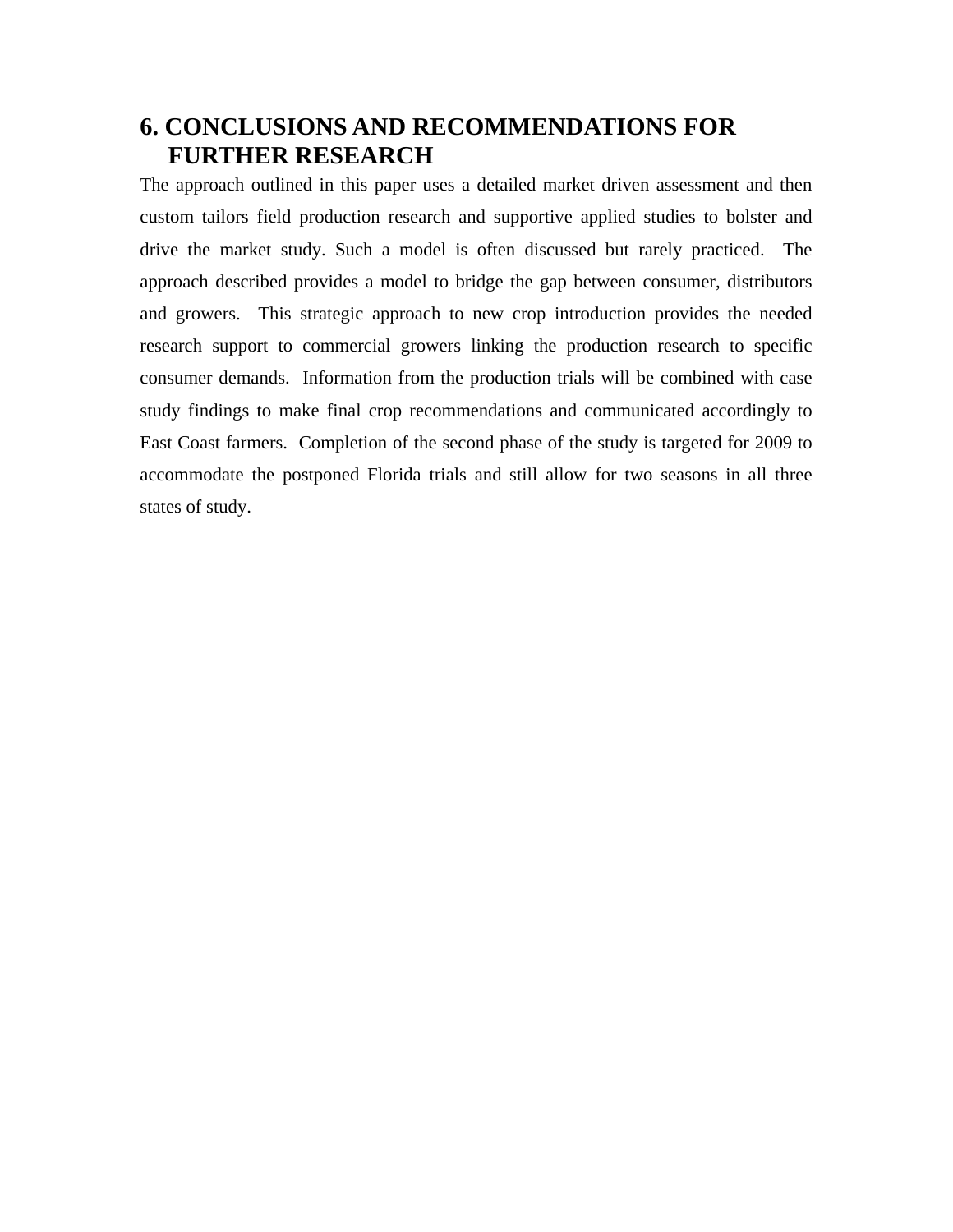## 6. CONCLUSIONS AND RECOMMENDATIONS FOR FURTHER RESEARCH

The approach outlined in this paper uses a detailed market driven assessment and then custom tailors field production research and supportive applied studies to bolster and drive the market study. Such a model is often discussed but rarely practiced. The approach described provides a model to bridge the gap between consumer, distributors and growers. This strategic approach to new crop introduction provides the needed research support to commercial growers linking the production research to specific consumer demands. Information from the production trials will be combined with case study findings to make final crop recommendations and communicated accordingly to East Coast farmers. Completion of the second phase of the study is targeted for 2009 to accommodate the postponed Florida trials and still allow for two seasons in all three states of study.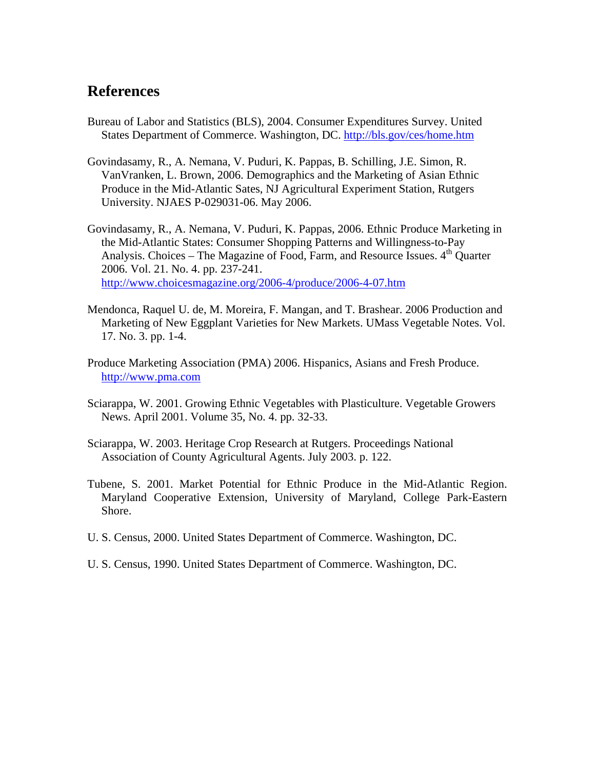## References

Bureau of Labor and Statistics (BLS), 2004. Consumer Expenditures Survey. United States Department of Commerce. Washington, DC. http://bls.gov/ces/home.htm

Govindasamy, R., A. Nemana, V. Puduri, K. Pappas, B. Schilling, J.E. Simon, R. VanVranken, L. Brown, 2006. Demographics and the Marketing of Asian Ethnic Produce in the Mid-Atlantic Sates, NJ Agricultural Experiment Station, Rutgers University. NJAES P-029031-06. May 2006.

Govindasamy, R., A. Nemana, V. Puduri, K. Pappas, 2006. Ethnic Produce Marketing in the Mid-Atlantic States: Consumer Shopping Patterns and Willingness-to-Pay Analysis. Choices – The Magazine of Food, Farm, and Resource Issues. 4th Quarter 2006. Vol. 21. No. 4. pp. 237-241. http://www.choicesmagazine.org/2006-4/produce/2006-4-07.htm

Mendonca, Raquel U. de, M. Moreira, F. Mangan, and T. Brashear. 2006 Production and Marketing of New Eggplant Varieties for New Markets. UMass Vegetable Notes. Vol. 17. No. 3. pp. 1-4.

Produce Marketing Association (PMA) 2006. Hispanics, Asians and Fresh Produce. http://www.pma.com

Sciarappa, W. 2001. Growing Ethnic Vegetables with Plasticulture. Vegetable Growers News. April 2001. Volume 35, No. 4. pp. 32-33.

Sciarappa, W. 2003. Heritage Crop Research at Rutgers. Proceedings National Association of County Agricultural Agents. July 2003. p. 122.

Tubene, S. 2001. Market Potential for Ethnic Produce in the Mid-Atlantic Region. Maryland Cooperative Extension, University of Maryland, College Park-Eastern Shore.

U. S. Census, 2000. United States Department of Commerce. Washington, DC.

U. S. Census, 1990. United States Department of Commerce. Washington, DC.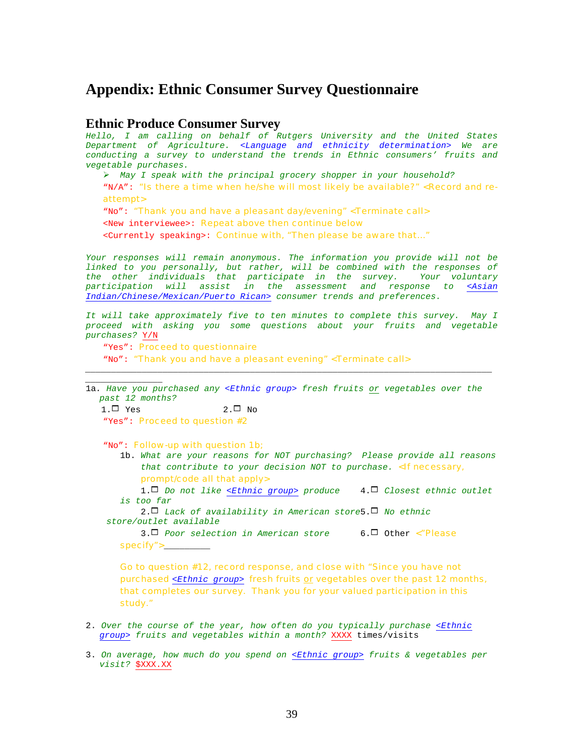# Appendix: Ethnic Consumer Survey Questionnaire

## Ethnic Produce Consumer Survey

*Hello, I am calling on behalf of Rutgers University and the United States Department of Agriculture. <Language and ethnicity determination> We are conducting a survey to understand the trends in Ethnic consumers' fruits and vegetable purchases.*

- *May I speak with the principal grocery shopper in your household?*

"N/A": "Is there a time when he/she will most likely be available?" <Record and re-attempt>

"No": "Thank you and have a pleasant day/evening" <Terminate call>

<New interviewee>: Repeat above then continue below

<Currently speaking>: Continue with, "Then please be aware that…"

*Your responses will remain anonymous. The information you provide will not be linked to you personally, but rather, will be combined with the responses of the other individuals that participate in the survey. Your voluntary participation will assist in the assessment and response to <Asian Indian/Chinese/Mexican/Puerto Rican> consumer trends and preferences.*

*It will take approximately five to ten minutes to complete this survey. May I proceed with asking you some questions about your fruits and vegetable purchases?* Y/N

"Yes": Proceed to questionnaire

"No": "Thank you and have a pleasant evening" <Terminate call>

---

1a. *Have you purchased any <Ethnic group> fresh fruits or vegetables over the past 12 months?*

1. ☐ Yes
2. ☐ No

"Yes": Proceed to question #2

"No": Follow-up with question 1b;

1b. *What are your reasons for NOT purchasing? Please provide all reasons that contribute to your decision NOT to purchase.* <If necessary, prompt/code all that apply>

1. ☐ *Do not like <Ethnic group> produce*
2. ☐ *Lack of availability in American store*
3. ☐ *Poor selection in American store*
4. ☐ *Closest ethnic outlet is too far*
5. ☐ *No ethnic store/outlet available*
6. ☐ Other <"Please specify">_________

Go to question #12, record response, and close with "Since you have not purchased <Ethnic group> fresh fruits or vegetables over the past 12 months, that completes our survey. Thank you for your valued participation in this study."

2. *Over the course of the year, how often do you typically purchase <Ethnic group> fruits and vegetables within a month?* XXXX times/visits

3. *On average, how much do you spend on <Ethnic group> fruits & vegetables per visit?* $XXX.XX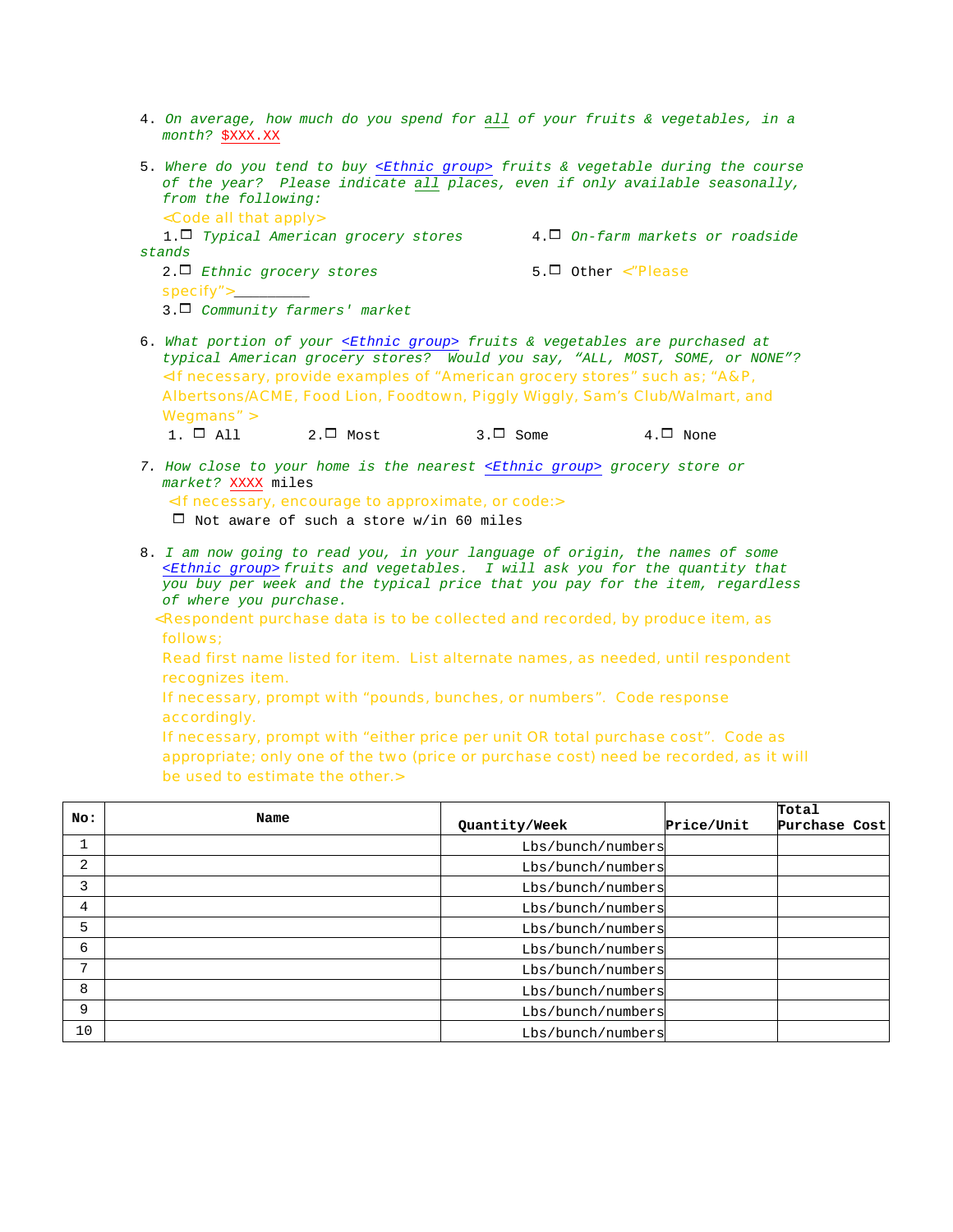4. *On average, how much do you spend for* *all* *of your fruits & vegetables, in a month?* $XXX.XX

5. *Where do you tend to buy <Ethnic group> fruits & vegetable during the course of the year? Please indicate* *all* *places, even if only available seasonally, from the following:*

   <Code all that apply>

   1.☐ *Typical American grocery stores*
   2.☐ *Ethnic grocery stores*
   3.☐ *Community farmers' market*
   4.☐ *On-farm markets or roadside stands*
   5.☐ Other <"Please specify">________

6. *What portion of your <Ethnic group> fruits & vegetables are purchased at typical American grocery stores? Would you say, "ALL, MOST, SOME, or NONE"?*

   <If necessary, provide examples of "American grocery stores" such as; "A&P, Albertsons/ACME, Food Lion, Foodtown, Piggly Wiggly, Sam's Club/Walmart, and Wegmans" >

   1. ☐ All    2.☐ Most    3.☐ Some    4.☐ None

7. *How close to your home is the nearest <Ethnic group> grocery store or market?* XXXX miles

   <If necessary, encourage to approximate, or code:>

   ☐ Not aware of such a store w/in 60 miles

8. *I am now going to read you, in your language of origin, the names of some <Ethnic group> fruits and vegetables. I will ask you for the quantity that you buy per week and the typical price that you pay for the item, regardless of where you purchase.*

   <Respondent purchase data is to be collected and recorded, by produce item, as follows;
   Read first name listed for item. List alternate names, as needed, until respondent recognizes item.
   If necessary, prompt with "pounds, bunches, or numbers". Code response accordingly.
   If necessary, prompt with "either price per unit OR total purchase cost". Code as appropriate; only one of the two (price or purchase cost) need be recorded, as it will be used to estimate the other.>

| No: | Name | Quantity/Week | Price/Unit | Total Purchase Cost |
|---|---|---|---|---|
| 1 | | Lbs/bunch/numbers | | |
| 2 | | Lbs/bunch/numbers | | |
| 3 | | Lbs/bunch/numbers | | |
| 4 | | Lbs/bunch/numbers | | |
| 5 | | Lbs/bunch/numbers | | |
| 6 | | Lbs/bunch/numbers | | |
| 7 | | Lbs/bunch/numbers | | |
| 8 | | Lbs/bunch/numbers | | |
| 9 | | Lbs/bunch/numbers | | |
| 10 | | Lbs/bunch/numbers | | |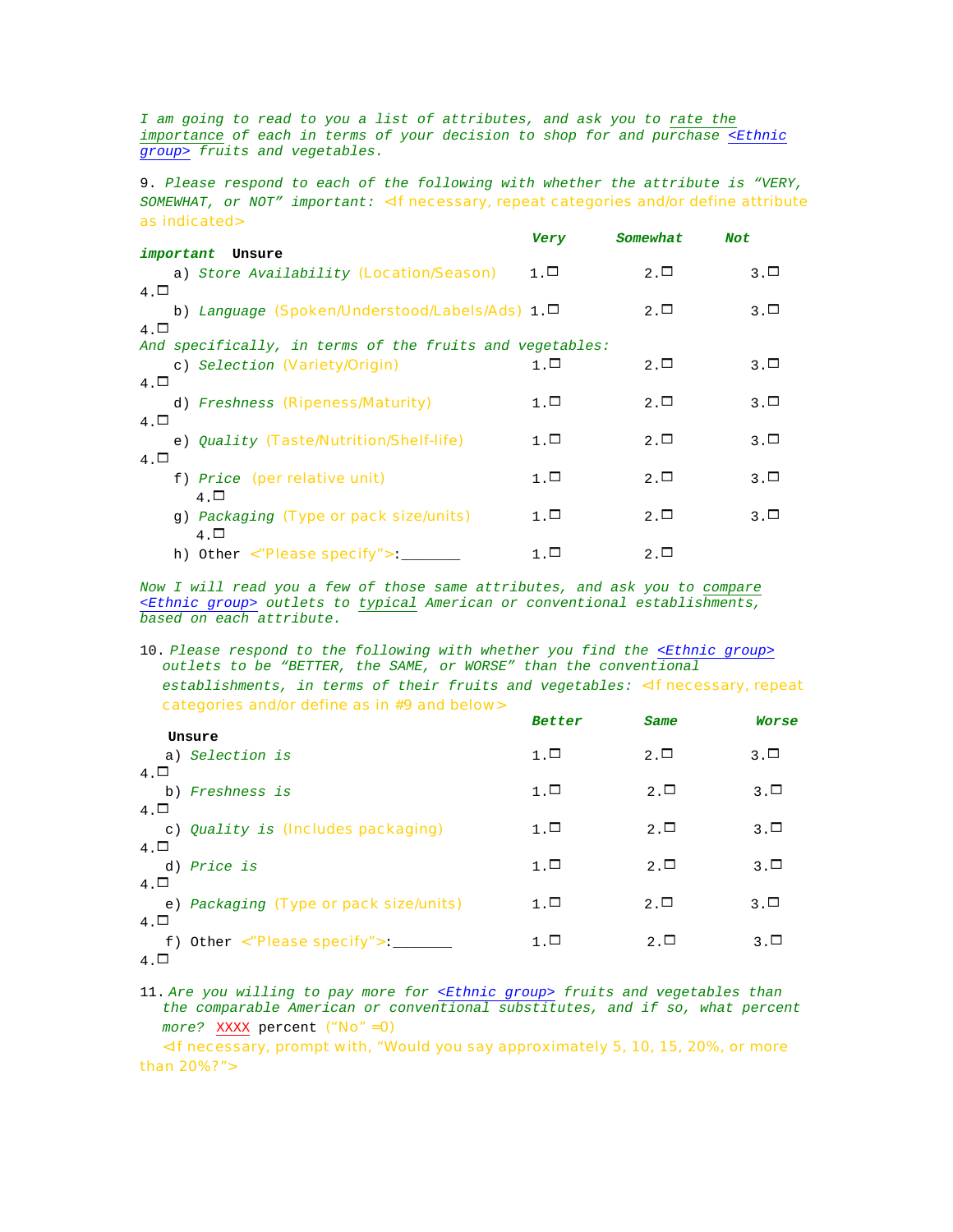*I am going to read to you a list of attributes, and ask you to rate the importance of each in terms of your decision to shop for and purchase <Ethnic group> fruits and vegetables.*

9. *Please respond to each of the following with whether the attribute is "VERY, SOMEWHAT, or NOT" important:* <If necessary, repeat categories and/or define attribute as indicated>

| | ***Very*** | ***Somewhat*** | ***Not important*** | **Unsure** |
|---|---|---|---|---|
| a) *Store Availability* (Location/Season) | 1.☐ | 2.☐ | 3.☐ | 4.☐ |
| b) *Language* (Spoken/Understood/Labels/Ads) | 1.☐ | 2.☐ | 3.☐ | 4.☐ |
| *And specifically, in terms of the fruits and vegetables:* | | | | |
| c) *Selection* (Variety/Origin) | 1.☐ | 2.☐ | 3.☐ | 4.☐ |
| d) *Freshness* (Ripeness/Maturity) | 1.☐ | 2.☐ | 3.☐ | 4.☐ |
| e) *Quality* (Taste/Nutrition/Shelf-life) | 1.☐ | 2.☐ | 3.☐ | 4.☐ |
| f) *Price* (per relative unit) | 1.☐ | 2.☐ | 3.☐ | 4.☐ |
| g) *Packaging* (Type or pack size/units) | 1.☐ | 2.☐ | 3.☐ | 4.☐ |
| h) Other <"Please specify">:_______ | 1.☐ | 2.☐ | | |

*Now I will read you a few of those same attributes, and ask you to compare <Ethnic group> outlets to typical American or conventional establishments, based on each attribute.*

10. *Please respond to the following with whether you find the <Ethnic group> outlets to be "BETTER, the SAME, or WORSE" than the conventional establishments, in terms of their fruits and vegetables:* <If necessary, repeat categories and/or define as in #9 and below>

| | ***Better*** | ***Same*** | ***Worse*** | **Unsure** |
|---|---|---|---|---|
| a) *Selection is* | 1.☐ | 2.☐ | 3.☐ | 4.☐ |
| b) *Freshness is* | 1.☐ | 2.☐ | 3.☐ | 4.☐ |
| c) *Quality is* (Includes packaging) | 1.☐ | 2.☐ | 3.☐ | 4.☐ |
| d) *Price is* | 1.☐ | 2.☐ | 3.☐ | 4.☐ |
| e) *Packaging* (Type or pack size/units) | 1.☐ | 2.☐ | 3.☐ | 4.☐ |
| f) Other <"Please specify">:_______ | 1.☐ | 2.☐ | 3.☐ | 4.☐ |

11. *Are you willing to pay more for <Ethnic group> fruits and vegetables than the comparable American or conventional substitutes, and if so, what percent more?* XXXX percent ("No" =0)
<If necessary, prompt with, "Would you say approximately 5, 10, 15, 20%, or more than 20%?">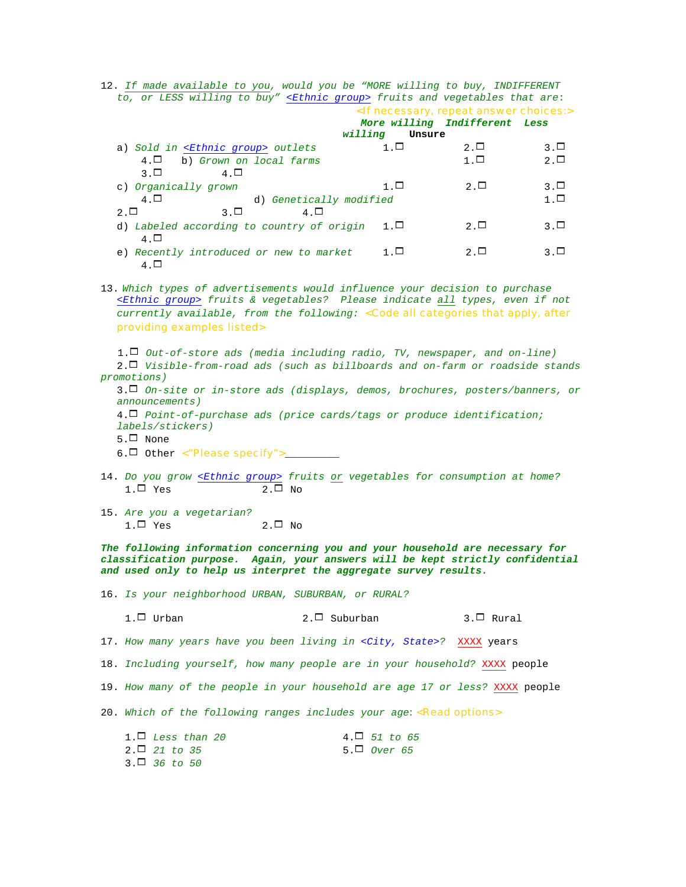12. *If made available to you, would you be "MORE willing to buy, INDIFFERENT to, or LESS willing to buy" <Ethnic group> fruits and vegetables that are:*
<If necessary, repeat answer choices:>

| | ***More willing*** | ***Indifferent*** | ***Less willing*** | **Unsure** |
|---|---|---|---|---|
| a) *Sold in <Ethnic group> outlets* | 1.☐ | 2.☐ | 3.☐ | 4.☐ |
| b) *Grown on local farms* | 1.☐ | 2.☐ | 3.☐ | 4.☐ |
| c) *Organically grown* | 1.☐ | 2.☐ | 3.☐ | 4.☐ |
| d) *Genetically modified* | 1.☐ | 2.☐ | 3.☐ | 4.☐ |
| d) *Labeled according to country of origin* | 1.☐ | 2.☐ | 3.☐ | 4.☐ |
| e) *Recently introduced or new to market* | 1.☐ | 2.☐ | 3.☐ | 4.☐ |

13. *Which types of advertisements would influence your decision to purchase <Ethnic group> fruits & vegetables? Please indicate all types, even if not currently available, from the following:* <Code all categories that apply, after providing examples listed>

1.☐ *Out-of-store ads (media including radio, TV, newspaper, and on-line)*
2.☐ *Visible-from-road ads (such as billboards and on-farm or roadside stands promotions)*
3.☐ *On-site or in-store ads (displays, demos, brochures, posters/banners, or announcements)*
4.☐ *Point-of-purchase ads (price cards/tags or produce identification; labels/stickers)*
5.☐ None
6.☐ Other <"Please specify">_________

14. *Do you grow <Ethnic group> fruits or vegetables for consumption at home?*
1.☐ Yes  2.☐ No

15. *Are you a vegetarian?*
1.☐ Yes  2.☐ No

***The following information concerning you and your household are necessary for classification purpose. Again, your answers will be kept strictly confidential and used only to help us interpret the aggregate survey results.***

16. *Is your neighborhood URBAN, SUBURBAN, or RURAL?*

1.☐ Urban  2.☐ Suburban  3.☐ Rural

17. *How many years have you been living in <City, State>?* XXXX years

18. *Including yourself, how many people are in your household?* XXXX people

19. *How many of the people in your household are age 17 or less?* XXXX people

20. *Which of the following ranges includes your age*: <Read options>

1.☐ *Less than 20*
2.☐ *21 to 35*
3.☐ *36 to 50*
4.☐ *51 to 65*
5.☐ *Over 65*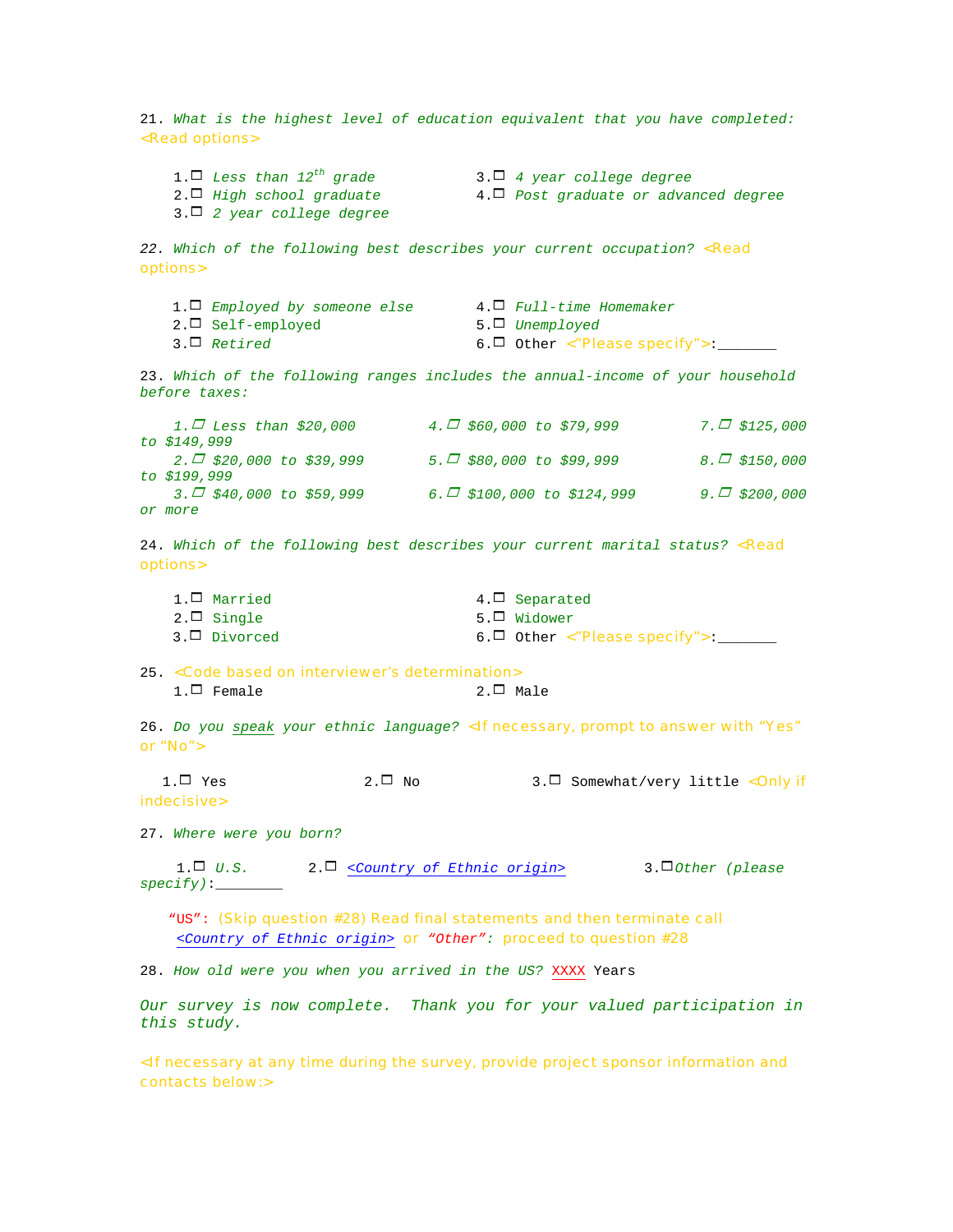21. *What is the highest level of education equivalent that you have completed:* <Read options>

1. ☐ *Less than 12th grade*
2. ☐ *High school graduate*
3. ☐ *2 year college degree*
3. ☐ *4 year college degree*
4. ☐ *Post graduate or advanced degree*

22. *Which of the following best describes your current occupation?* <Read options>

1. ☐ *Employed by someone else*
2. ☐ Self-employed
3. ☐ *Retired*
4. ☐ *Full-time Homemaker*
5. ☐ *Unemployed*
6. ☐ Other <"Please specify">:_______

23. *Which of the following ranges includes the annual-income of your household before taxes:*

1. ☐ *Less than $20,000*
2. ☐ *$20,000 to $39,999*
3. ☐ *$40,000 to $59,999*
4. ☐ *$60,000 to $79,999*
5. ☐ *$80,000 to $99,999*
6. ☐ *$100,000 to $124,999*
7. ☐ *$125,000 to $149,999*
8. ☐ *$150,000 to $199,999*
9. ☐ *$200,000 or more*

24. *Which of the following best describes your current marital status?* <Read options>

1. ☐ Married
2. ☐ Single
3. ☐ Divorced
4. ☐ Separated
5. ☐ Widower
6. ☐ Other <"Please specify">:_______

25. <Code based on interviewer's determination>

1. ☐ Female
2. ☐ Male

26. *Do you speak your ethnic language?* <If necessary, prompt to answer with "Yes" or "No">

1. ☐ Yes
2. ☐ No
3. ☐ Somewhat/very little <Only if indecisive>

27. *Where were you born?*

1. ☐ *U.S.*
2. ☐ <Country of Ethnic origin>
3. ☐ *Other (please specify)*:________

"US": (Skip question #28) Read final statements and then terminate call

<Country of Ethnic origin> or *"Other"*: proceed to question #28

28. *How old were you when you arrived in the US?* XXXX Years

*Our survey is now complete. Thank you for your valued participation in this study.*

<If necessary at any time during the survey, provide project sponsor information and contacts below:>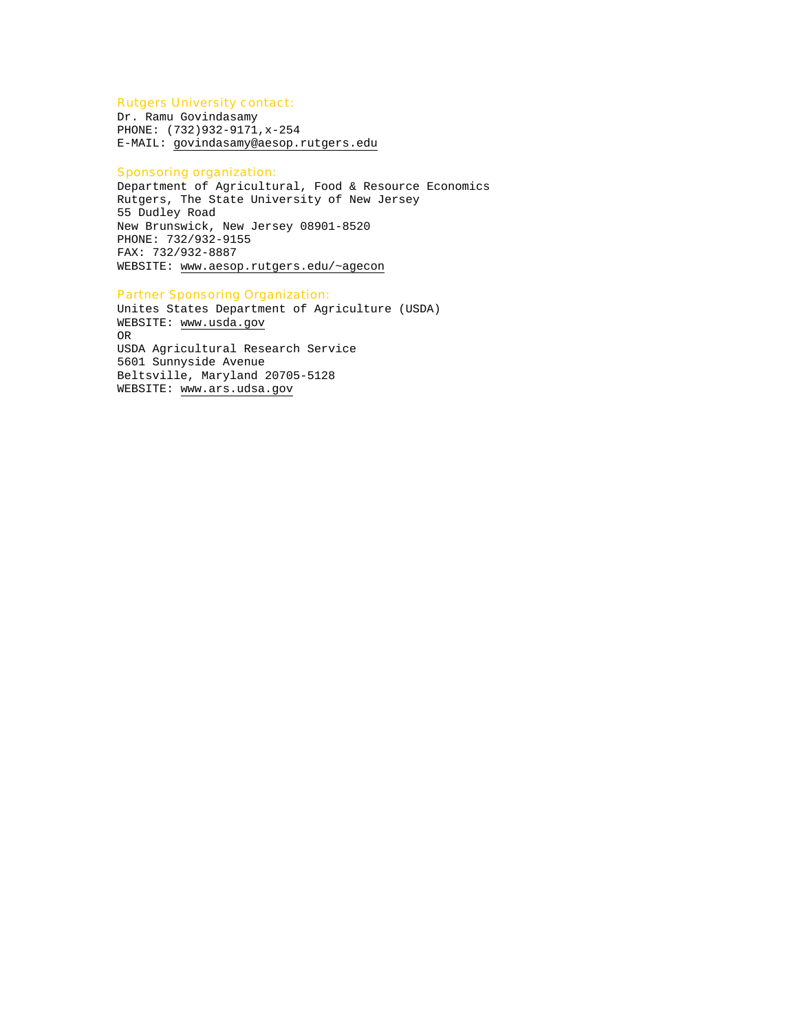**Rutgers University contact:**
Dr. Ramu Govindasamy
PHONE: (732)932-9171,x-254
E-MAIL: govindasamy@aesop.rutgers.edu

**Sponsoring organization:**
Department of Agricultural, Food & Resource Economics
Rutgers, The State University of New Jersey
55 Dudley Road
New Brunswick, New Jersey 08901-8520
PHONE: 732/932-9155
FAX: 732/932-8887
WEBSITE: www.aesop.rutgers.edu/~agecon

**Partner Sponsoring Organization:**
Unites States Department of Agriculture (USDA)
WEBSITE: www.usda.gov
OR
USDA Agricultural Research Service
5601 Sunnyside Avenue
Beltsville, Maryland 20705-5128
WEBSITE: www.ars.udsa.gov